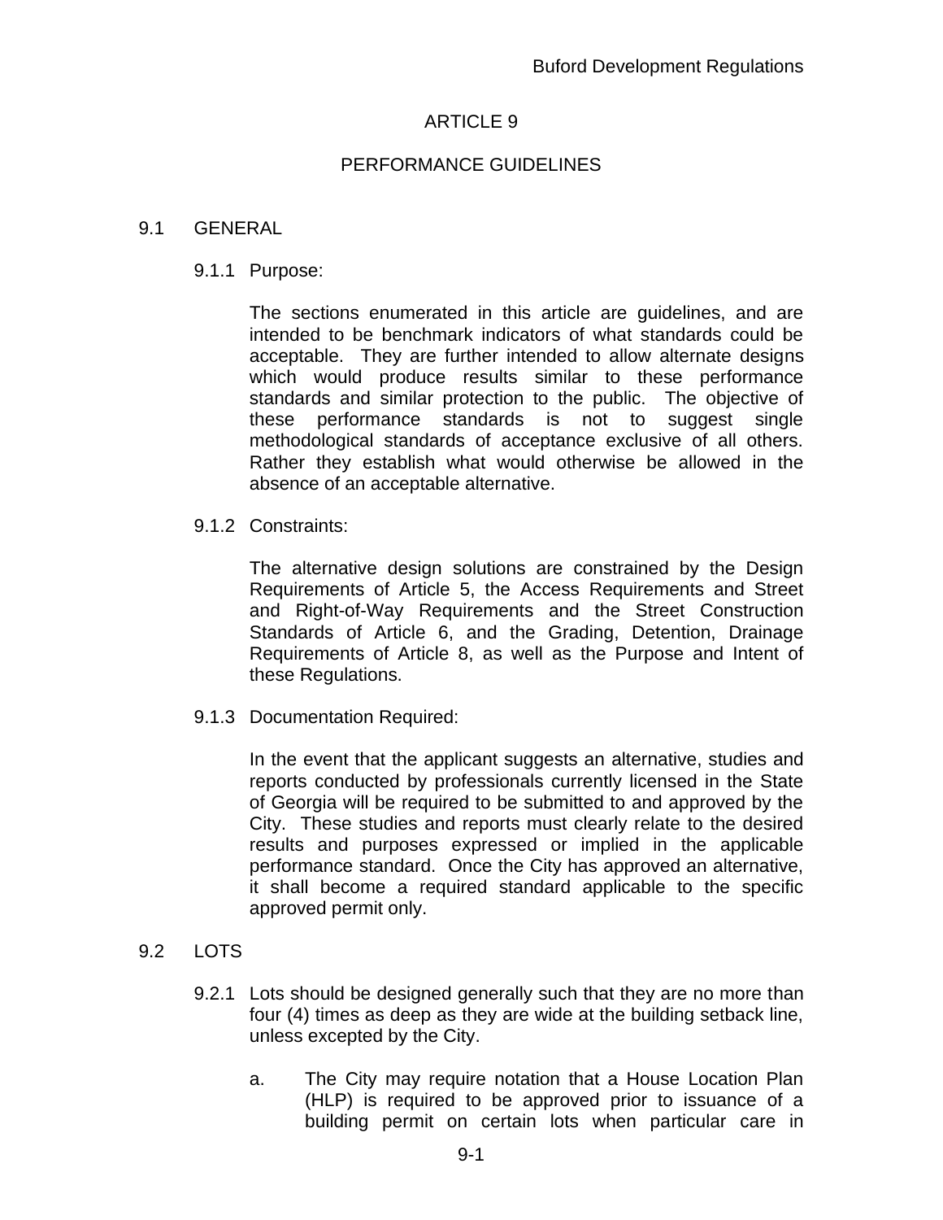# ARTICLE 9

## PERFORMANCE GUIDELINES

### 9.1 GENERAL

#### 9.1.1 Purpose:

The sections enumerated in this article are guidelines, and are intended to be benchmark indicators of what standards could be acceptable. They are further intended to allow alternate designs which would produce results similar to these performance standards and similar protection to the public. The objective of these performance standards is not to suggest single methodological standards of acceptance exclusive of all others. Rather they establish what would otherwise be allowed in the absence of an acceptable alternative.

#### 9.1.2 Constraints:

The alternative design solutions are constrained by the Design Requirements of Article 5, the Access Requirements and Street and Right-of-Way Requirements and the Street Construction Standards of Article 6, and the Grading, Detention, Drainage Requirements of Article 8, as well as the Purpose and Intent of these Regulations.

#### 9.1.3 Documentation Required:

In the event that the applicant suggests an alternative, studies and reports conducted by professionals currently licensed in the State of Georgia will be required to be submitted to and approved by the City. These studies and reports must clearly relate to the desired results and purposes expressed or implied in the applicable performance standard. Once the City has approved an alternative, it shall become a required standard applicable to the specific approved permit only.

### 9.2 LOTS

9.2.1 Lots should be designed generally such that they are no more than four (4) times as deep as they are wide at the building setback line, unless excepted by the City.

a. The City may require notation that a House Location Plan (HLP) is required to be approved prior to issuance of a building permit on certain lots when particular care in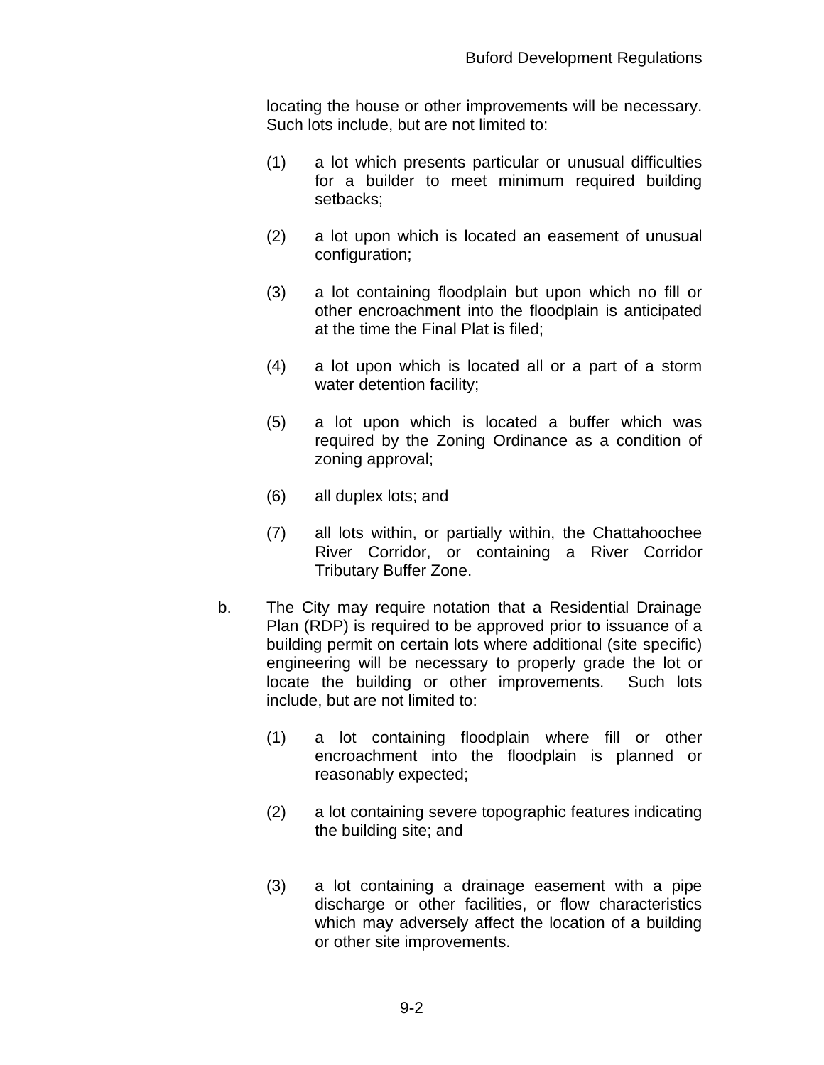locating the house or other improvements will be necessary. Such lots include, but are not limited to:

(1) a lot which presents particular or unusual difficulties for a builder to meet minimum required building setbacks;

(2) a lot upon which is located an easement of unusual configuration;

(3) a lot containing floodplain but upon which no fill or other encroachment into the floodplain is anticipated at the time the Final Plat is filed;

(4) a lot upon which is located all or a part of a storm water detention facility;

(5) a lot upon which is located a buffer which was required by the Zoning Ordinance as a condition of zoning approval;

(6) all duplex lots; and

(7) all lots within, or partially within, the Chattahoochee River Corridor, or containing a River Corridor Tributary Buffer Zone.

b. The City may require notation that a Residential Drainage Plan (RDP) is required to be approved prior to issuance of a building permit on certain lots where additional (site specific) engineering will be necessary to properly grade the lot or locate the building or other improvements. Such lots include, but are not limited to:

(1) a lot containing floodplain where fill or other encroachment into the floodplain is planned or reasonably expected;

(2) a lot containing severe topographic features indicating the building site; and

(3) a lot containing a drainage easement with a pipe discharge or other facilities, or flow characteristics which may adversely affect the location of a building or other site improvements.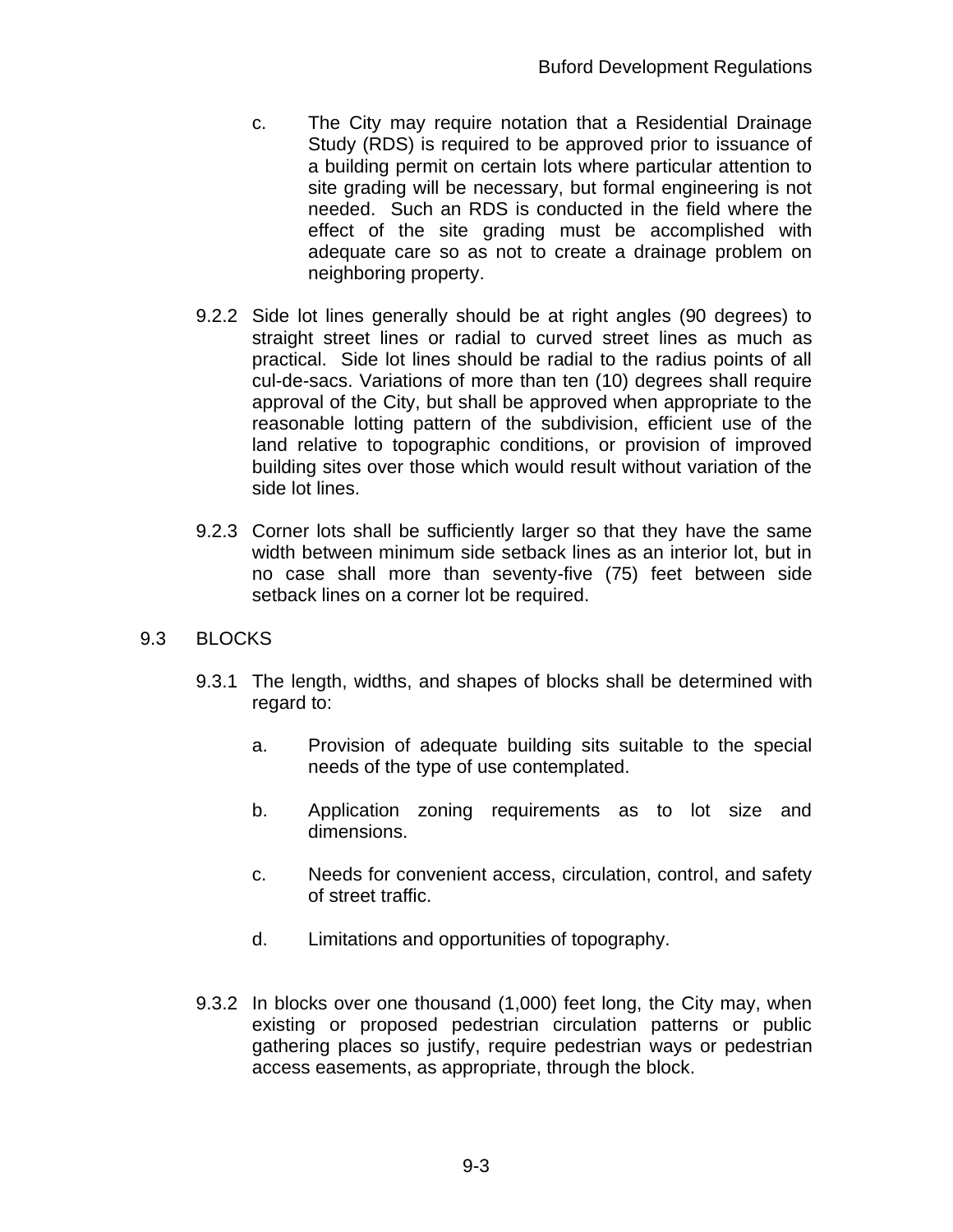c. The City may require notation that a Residential Drainage Study (RDS) is required to be approved prior to issuance of a building permit on certain lots where particular attention to site grading will be necessary, but formal engineering is not needed. Such an RDS is conducted in the field where the effect of the site grading must be accomplished with adequate care so as not to create a drainage problem on neighboring property.

9.2.2 Side lot lines generally should be at right angles (90 degrees) to straight street lines or radial to curved street lines as much as practical. Side lot lines should be radial to the radius points of all cul-de-sacs. Variations of more than ten (10) degrees shall require approval of the City, but shall be approved when appropriate to the reasonable lotting pattern of the subdivision, efficient use of the land relative to topographic conditions, or provision of improved building sites over those which would result without variation of the side lot lines.

9.2.3 Corner lots shall be sufficiently larger so that they have the same width between minimum side setback lines as an interior lot, but in no case shall more than seventy-five (75) feet between side setback lines on a corner lot be required.

## 9.3 BLOCKS

9.3.1 The length, widths, and shapes of blocks shall be determined with regard to:

a. Provision of adequate building sits suitable to the special needs of the type of use contemplated.

b. Application zoning requirements as to lot size and dimensions.

c. Needs for convenient access, circulation, control, and safety of street traffic.

d. Limitations and opportunities of topography.

9.3.2 In blocks over one thousand (1,000) feet long, the City may, when existing or proposed pedestrian circulation patterns or public gathering places so justify, require pedestrian ways or pedestrian access easements, as appropriate, through the block.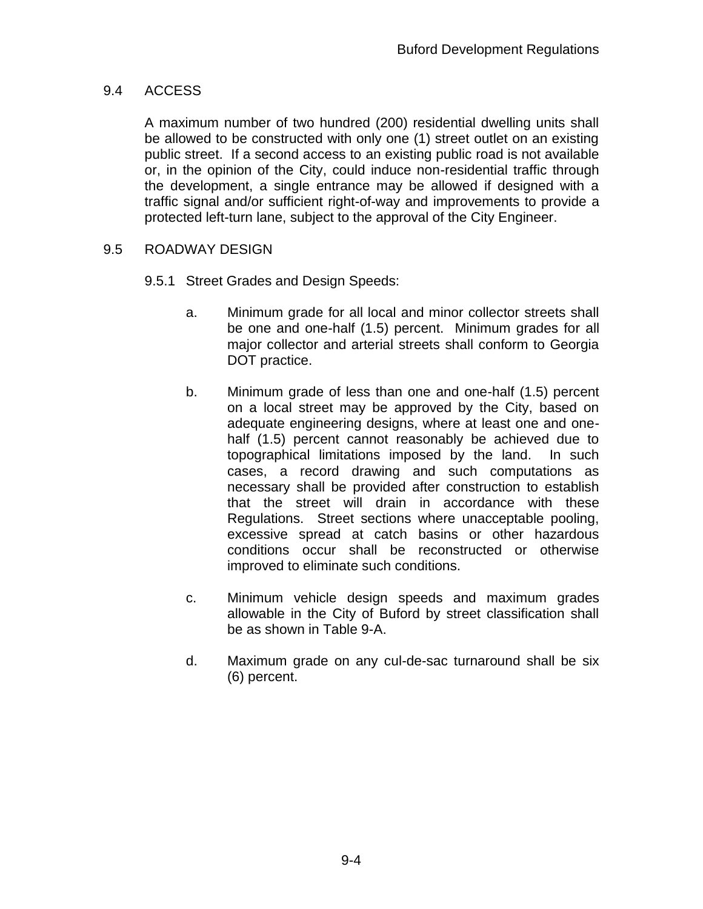## 9.4 ACCESS

A maximum number of two hundred (200) residential dwelling units shall be allowed to be constructed with only one (1) street outlet on an existing public street. If a second access to an existing public road is not available or, in the opinion of the City, could induce non-residential traffic through the development, a single entrance may be allowed if designed with a traffic signal and/or sufficient right-of-way and improvements to provide a protected left-turn lane, subject to the approval of the City Engineer.

## 9.5 ROADWAY DESIGN

### 9.5.1 Street Grades and Design Speeds:

a. Minimum grade for all local and minor collector streets shall be one and one-half (1.5) percent. Minimum grades for all major collector and arterial streets shall conform to Georgia DOT practice.

b. Minimum grade of less than one and one-half (1.5) percent on a local street may be approved by the City, based on adequate engineering designs, where at least one and one-half (1.5) percent cannot reasonably be achieved due to topographical limitations imposed by the land. In such cases, a record drawing and such computations as necessary shall be provided after construction to establish that the street will drain in accordance with these Regulations. Street sections where unacceptable pooling, excessive spread at catch basins or other hazardous conditions occur shall be reconstructed or otherwise improved to eliminate such conditions.

c. Minimum vehicle design speeds and maximum grades allowable in the City of Buford by street classification shall be as shown in Table 9-A.

d. Maximum grade on any cul-de-sac turnaround shall be six (6) percent.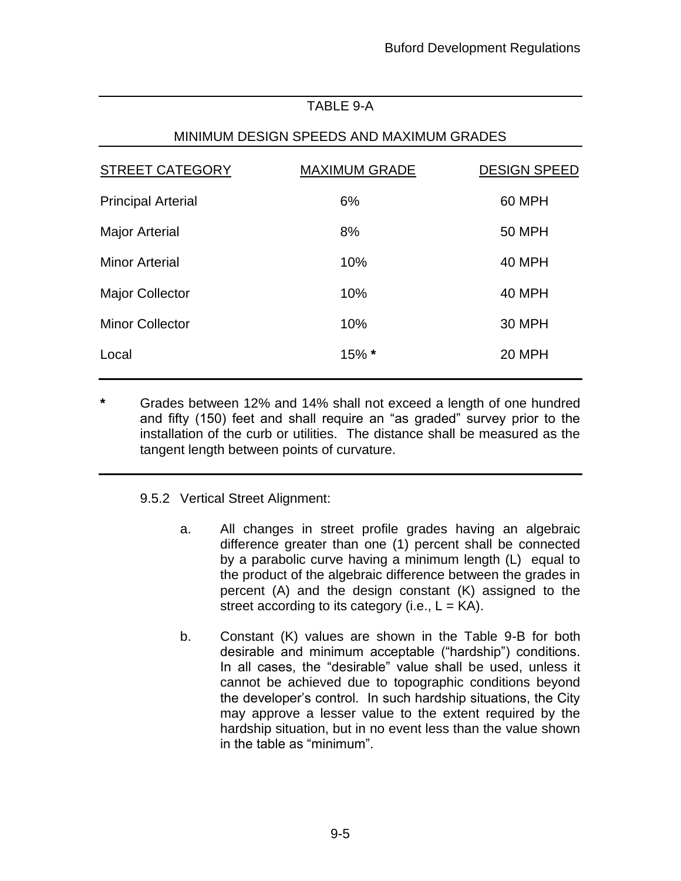TABLE 9-A

MINIMUM DESIGN SPEEDS AND MAXIMUM GRADES

| STREET CATEGORY | MAXIMUM GRADE | DESIGN SPEED |
|---|---|---|
| Principal Arterial | 6% | 60 MPH |
| Major Arterial | 8% | 50 MPH |
| Minor Arterial | 10% | 40 MPH |
| Major Collector | 10% | 40 MPH |
| Minor Collector | 10% | 30 MPH |
| Local | 15% **\*** | 20 MPH |

**\*** Grades between 12% and 14% shall not exceed a length of one hundred and fifty (150) feet and shall require an "as graded" survey prior to the installation of the curb or utilities. The distance shall be measured as the tangent length between points of curvature.

9.5.2 Vertical Street Alignment:

a. All changes in street profile grades having an algebraic difference greater than one (1) percent shall be connected by a parabolic curve having a minimum length (L) equal to the product of the algebraic difference between the grades in percent (A) and the design constant (K) assigned to the street according to its category (i.e., $L = KA$).

b. Constant (K) values are shown in the Table 9-B for both desirable and minimum acceptable ("hardship") conditions. In all cases, the "desirable" value shall be used, unless it cannot be achieved due to topographic conditions beyond the developer's control. In such hardship situations, the City may approve a lesser value to the extent required by the hardship situation, but in no event less than the value shown in the table as "minimum".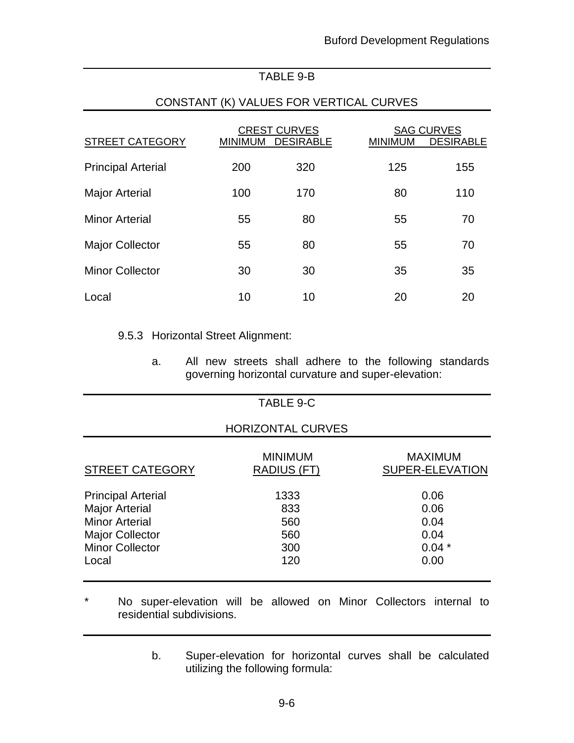TABLE 9-B

CONSTANT (K) VALUES FOR VERTICAL CURVES

| STREET CATEGORY | CREST CURVES | | SAG CURVES | |
|---|---|---|---|---|
| | MINIMUM | DESIRABLE | MINIMUM | DESIRABLE |
| Principal Arterial | 200 | 320 | 125 | 155 |
| Major Arterial | 100 | 170 | 80 | 110 |
| Minor Arterial | 55 | 80 | 55 | 70 |
| Major Collector | 55 | 80 | 55 | 70 |
| Minor Collector | 30 | 30 | 35 | 35 |
| Local | 10 | 10 | 20 | 20 |

9.5.3 Horizontal Street Alignment:

a. All new streets shall adhere to the following standards governing horizontal curvature and super-elevation:

TABLE 9-C

HORIZONTAL CURVES

| STREET CATEGORY | MINIMUM RADIUS (FT) | MAXIMUM SUPER-ELEVATION |
|---|---|---|
| Principal Arterial | 1333 | 0.06 |
| Major Arterial | 833 | 0.06 |
| Minor Arterial | 560 | 0.04 |
| Major Collector | 560 | 0.04 |
| Minor Collector | 300 | 0.04 * |
| Local | 120 | 0.00 |

\* No super-elevation will be allowed on Minor Collectors internal to residential subdivisions.

b. Super-elevation for horizontal curves shall be calculated utilizing the following formula: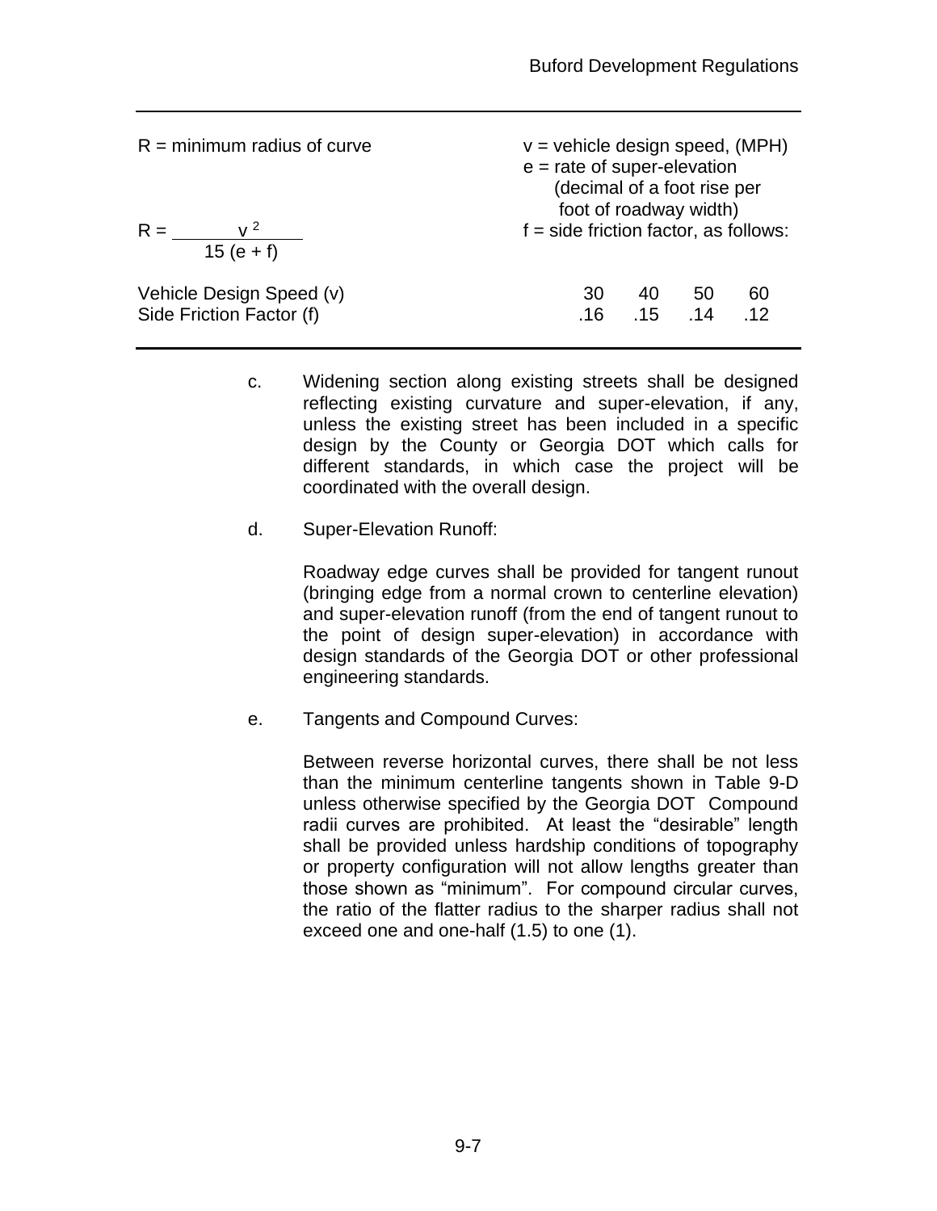R = minimum radius of curve

$$R = \frac{v^2}{15\,(e + f)}$$

v = vehicle design speed, (MPH)
e = rate of super-elevation (decimal of a foot rise per foot of roadway width)
f = side friction factor, as follows:

| Vehicle Design Speed (v) | 30 | 40 | 50 | 60 |
|---|---|---|---|---|
| Side Friction Factor (f) | .16 | .15 | .14 | .12 |

c. Widening section along existing streets shall be designed reflecting existing curvature and super-elevation, if any, unless the existing street has been included in a specific design by the County or Georgia DOT which calls for different standards, in which case the project will be coordinated with the overall design.

d. Super-Elevation Runoff:

Roadway edge curves shall be provided for tangent runout (bringing edge from a normal crown to centerline elevation) and super-elevation runoff (from the end of tangent runout to the point of design super-elevation) in accordance with design standards of the Georgia DOT or other professional engineering standards.

e. Tangents and Compound Curves:

Between reverse horizontal curves, there shall be not less than the minimum centerline tangents shown in Table 9-D unless otherwise specified by the Georgia DOT Compound radii curves are prohibited. At least the “desirable” length shall be provided unless hardship conditions of topography or property configuration will not allow lengths greater than those shown as “minimum”. For compound circular curves, the ratio of the flatter radius to the sharper radius shall not exceed one and one-half (1.5) to one (1).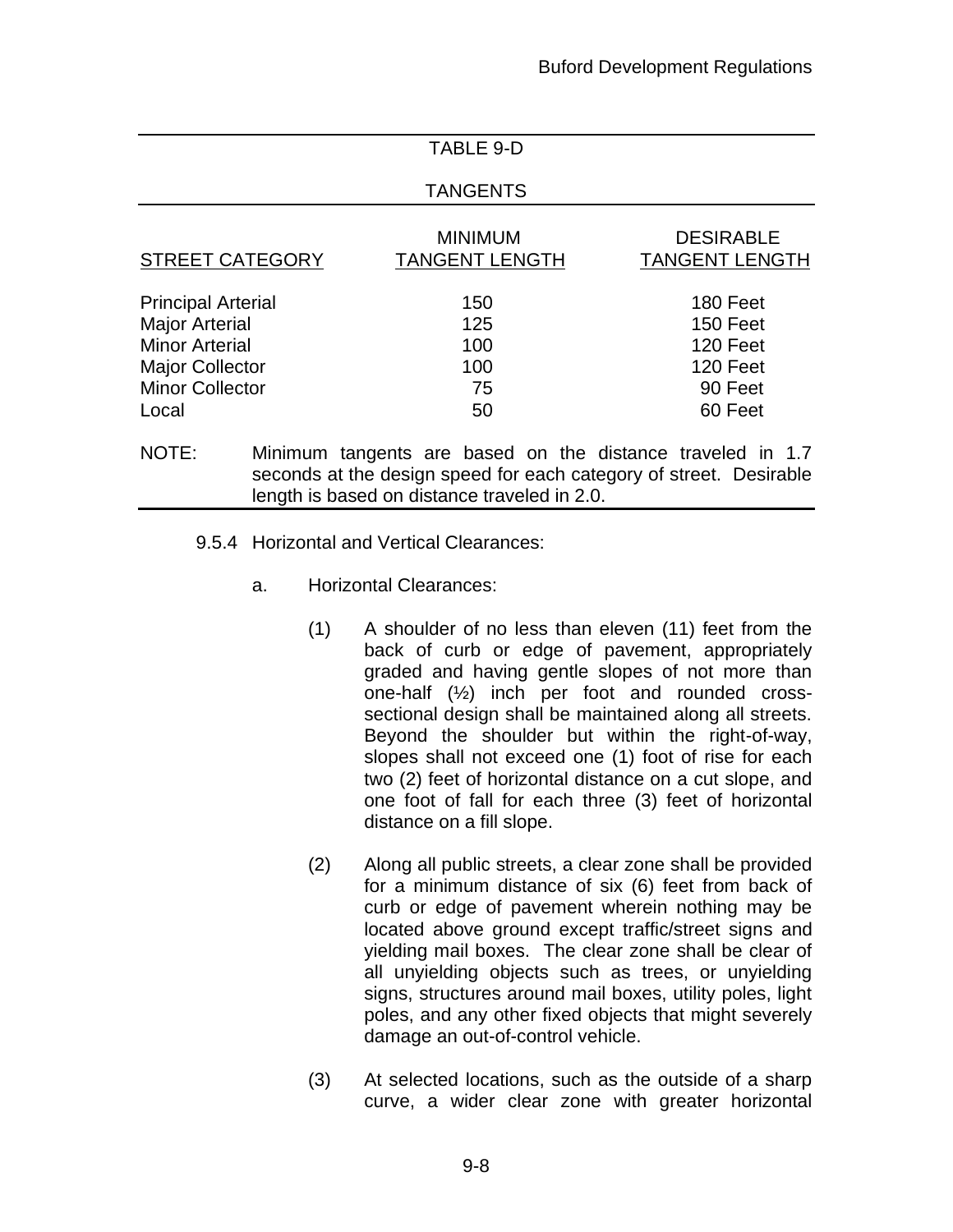TABLE 9-D

TANGENTS

| STREET CATEGORY | MINIMUM TANGENT LENGTH | DESIRABLE TANGENT LENGTH |
|---|---|---|
| Principal Arterial | 150 | 180 Feet |
| Major Arterial | 125 | 150 Feet |
| Minor Arterial | 100 | 120 Feet |
| Major Collector | 100 | 120 Feet |
| Minor Collector | 75 | 90 Feet |
| Local | 50 | 60 Feet |

NOTE: Minimum tangents are based on the distance traveled in 1.7 seconds at the design speed for each category of street. Desirable length is based on distance traveled in 2.0.

9.5.4 Horizontal and Vertical Clearances:

a. Horizontal Clearances:

(1) A shoulder of no less than eleven (11) feet from the back of curb or edge of pavement, appropriately graded and having gentle slopes of not more than one-half (½) inch per foot and rounded cross-sectional design shall be maintained along all streets. Beyond the shoulder but within the right-of-way, slopes shall not exceed one (1) foot of rise for each two (2) feet of horizontal distance on a cut slope, and one foot of fall for each three (3) feet of horizontal distance on a fill slope.

(2) Along all public streets, a clear zone shall be provided for a minimum distance of six (6) feet from back of curb or edge of pavement wherein nothing may be located above ground except traffic/street signs and yielding mail boxes. The clear zone shall be clear of all unyielding objects such as trees, or unyielding signs, structures around mail boxes, utility poles, light poles, and any other fixed objects that might severely damage an out-of-control vehicle.

(3) At selected locations, such as the outside of a sharp curve, a wider clear zone with greater horizontal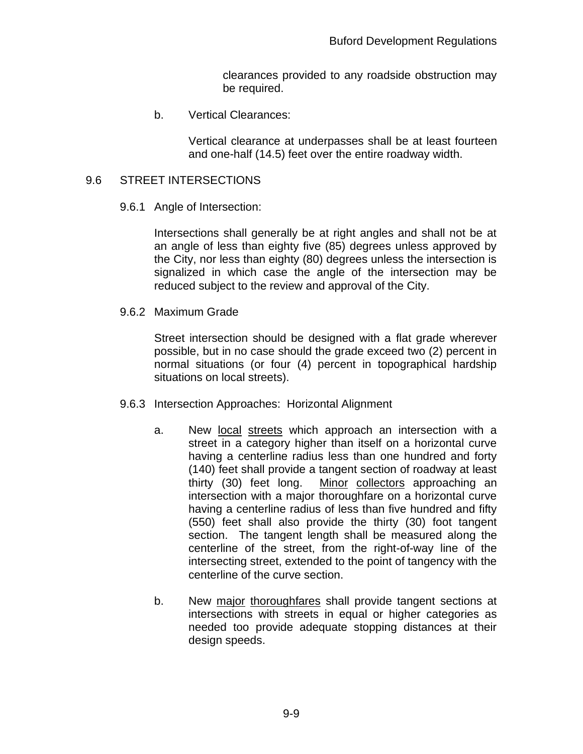clearances provided to any roadside obstruction may be required.

b. Vertical Clearances:

Vertical clearance at underpasses shall be at least fourteen and one-half (14.5) feet over the entire roadway width.

## 9.6 STREET INTERSECTIONS

### 9.6.1 Angle of Intersection:

Intersections shall generally be at right angles and shall not be at an angle of less than eighty five (85) degrees unless approved by the City, nor less than eighty (80) degrees unless the intersection is signalized in which case the angle of the intersection may be reduced subject to the review and approval of the City.

### 9.6.2 Maximum Grade

Street intersection should be designed with a flat grade wherever possible, but in no case should the grade exceed two (2) percent in normal situations (or four (4) percent in topographical hardship situations on local streets).

### 9.6.3 Intersection Approaches: Horizontal Alignment

a. New <u>local</u> <u>streets</u> which approach an intersection with a street in a category higher than itself on a horizontal curve having a centerline radius less than one hundred and forty (140) feet shall provide a tangent section of roadway at least thirty (30) feet long. <u>Minor</u> <u>collectors</u> approaching an intersection with a major thoroughfare on a horizontal curve having a centerline radius of less than five hundred and fifty (550) feet shall also provide the thirty (30) foot tangent section. The tangent length shall be measured along the centerline of the street, from the right-of-way line of the intersecting street, extended to the point of tangency with the centerline of the curve section.

b. New <u>major</u> <u>thoroughfares</u> shall provide tangent sections at intersections with streets in equal or higher categories as needed too provide adequate stopping distances at their design speeds.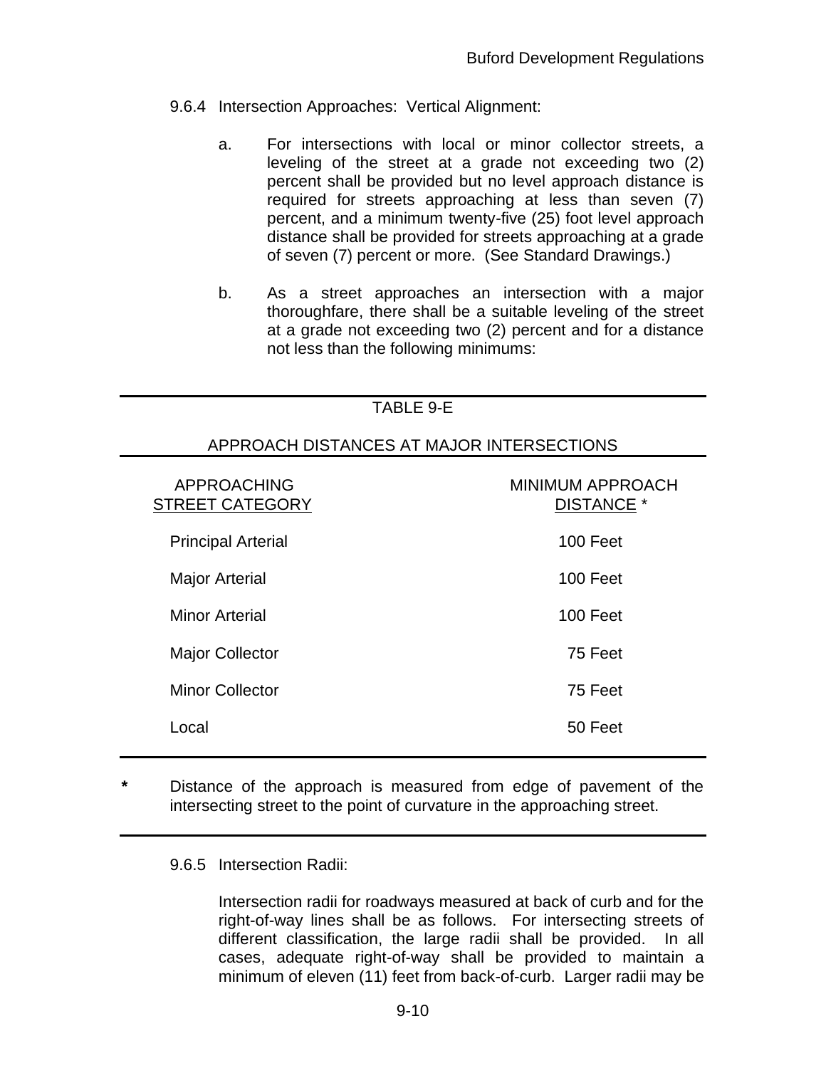9.6.4 Intersection Approaches: Vertical Alignment:

a. For intersections with local or minor collector streets, a leveling of the street at a grade not exceeding two (2) percent shall be provided but no level approach distance is required for streets approaching at less than seven (7) percent, and a minimum twenty-five (25) foot level approach distance shall be provided for streets approaching at a grade of seven (7) percent or more. (See Standard Drawings.)

b. As a street approaches an intersection with a major thoroughfare, there shall be a suitable leveling of the street at a grade not exceeding two (2) percent and for a distance not less than the following minimums:

TABLE 9-E

APPROACH DISTANCES AT MAJOR INTERSECTIONS

| APPROACHING STREET CATEGORY | MINIMUM APPROACH DISTANCE * |
|---|---|
| Principal Arterial | 100 Feet |
| Major Arterial | 100 Feet |
| Minor Arterial | 100 Feet |
| Major Collector | 75 Feet |
| Minor Collector | 75 Feet |
| Local | 50 Feet |

* Distance of the approach is measured from edge of pavement of the intersecting street to the point of curvature in the approaching street.

9.6.5 Intersection Radii:

Intersection radii for roadways measured at back of curb and for the right-of-way lines shall be as follows. For intersecting streets of different classification, the large radii shall be provided. In all cases, adequate right-of-way shall be provided to maintain a minimum of eleven (11) feet from back-of-curb. Larger radii may be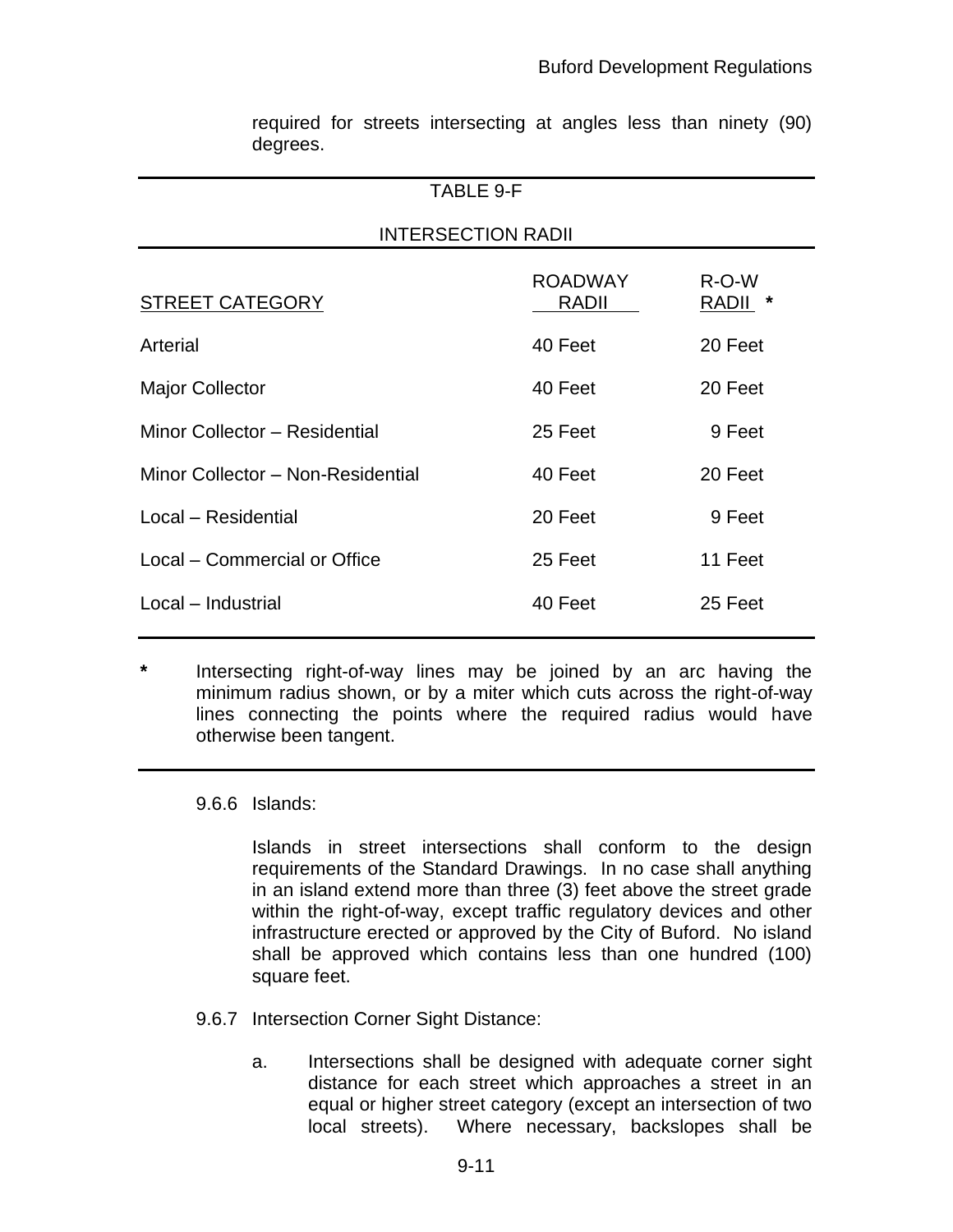required for streets intersecting at angles less than ninety (90) degrees.

TABLE 9-F

INTERSECTION RADII

| STREET CATEGORY | ROADWAY RADII | R-O-W RADII * |
|---|---|---|
| Arterial | 40 Feet | 20 Feet |
| Major Collector | 40 Feet | 20 Feet |
| Minor Collector – Residential | 25 Feet | 9 Feet |
| Minor Collector – Non-Residential | 40 Feet | 20 Feet |
| Local – Residential | 20 Feet | 9 Feet |
| Local – Commercial or Office | 25 Feet | 11 Feet |
| Local – Industrial | 40 Feet | 25 Feet |

* Intersecting right-of-way lines may be joined by an arc having the minimum radius shown, or by a miter which cuts across the right-of-way lines connecting the points where the required radius would have otherwise been tangent.

9.6.6 Islands:

Islands in street intersections shall conform to the design requirements of the Standard Drawings. In no case shall anything in an island extend more than three (3) feet above the street grade within the right-of-way, except traffic regulatory devices and other infrastructure erected or approved by the City of Buford. No island shall be approved which contains less than one hundred (100) square feet.

9.6.7 Intersection Corner Sight Distance:

a. Intersections shall be designed with adequate corner sight distance for each street which approaches a street in an equal or higher street category (except an intersection of two local streets). Where necessary, backslopes shall be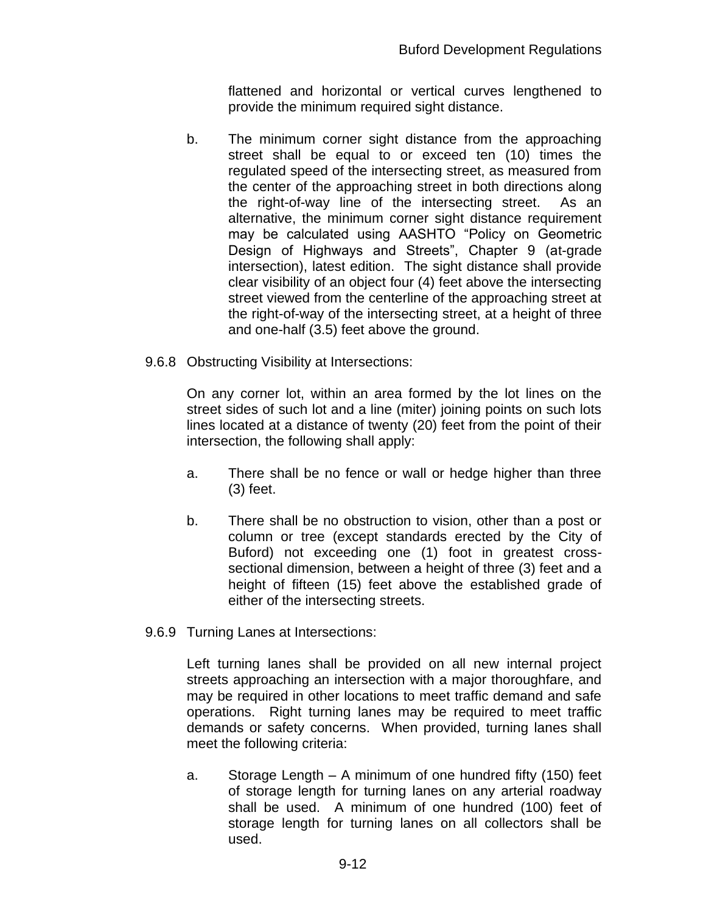flattened and horizontal or vertical curves lengthened to provide the minimum required sight distance.

b. The minimum corner sight distance from the approaching street shall be equal to or exceed ten (10) times the regulated speed of the intersecting street, as measured from the center of the approaching street in both directions along the right-of-way line of the intersecting street. As an alternative, the minimum corner sight distance requirement may be calculated using AASHTO "Policy on Geometric Design of Highways and Streets", Chapter 9 (at-grade intersection), latest edition. The sight distance shall provide clear visibility of an object four (4) feet above the intersecting street viewed from the centerline of the approaching street at the right-of-way of the intersecting street, at a height of three and one-half (3.5) feet above the ground.

9.6.8 Obstructing Visibility at Intersections:

On any corner lot, within an area formed by the lot lines on the street sides of such lot and a line (miter) joining points on such lots lines located at a distance of twenty (20) feet from the point of their intersection, the following shall apply:

a. There shall be no fence or wall or hedge higher than three (3) feet.

b. There shall be no obstruction to vision, other than a post or column or tree (except standards erected by the City of Buford) not exceeding one (1) foot in greatest cross-sectional dimension, between a height of three (3) feet and a height of fifteen (15) feet above the established grade of either of the intersecting streets.

9.6.9 Turning Lanes at Intersections:

Left turning lanes shall be provided on all new internal project streets approaching an intersection with a major thoroughfare, and may be required in other locations to meet traffic demand and safe operations. Right turning lanes may be required to meet traffic demands or safety concerns. When provided, turning lanes shall meet the following criteria:

a. Storage Length – A minimum of one hundred fifty (150) feet of storage length for turning lanes on any arterial roadway shall be used. A minimum of one hundred (100) feet of storage length for turning lanes on all collectors shall be used.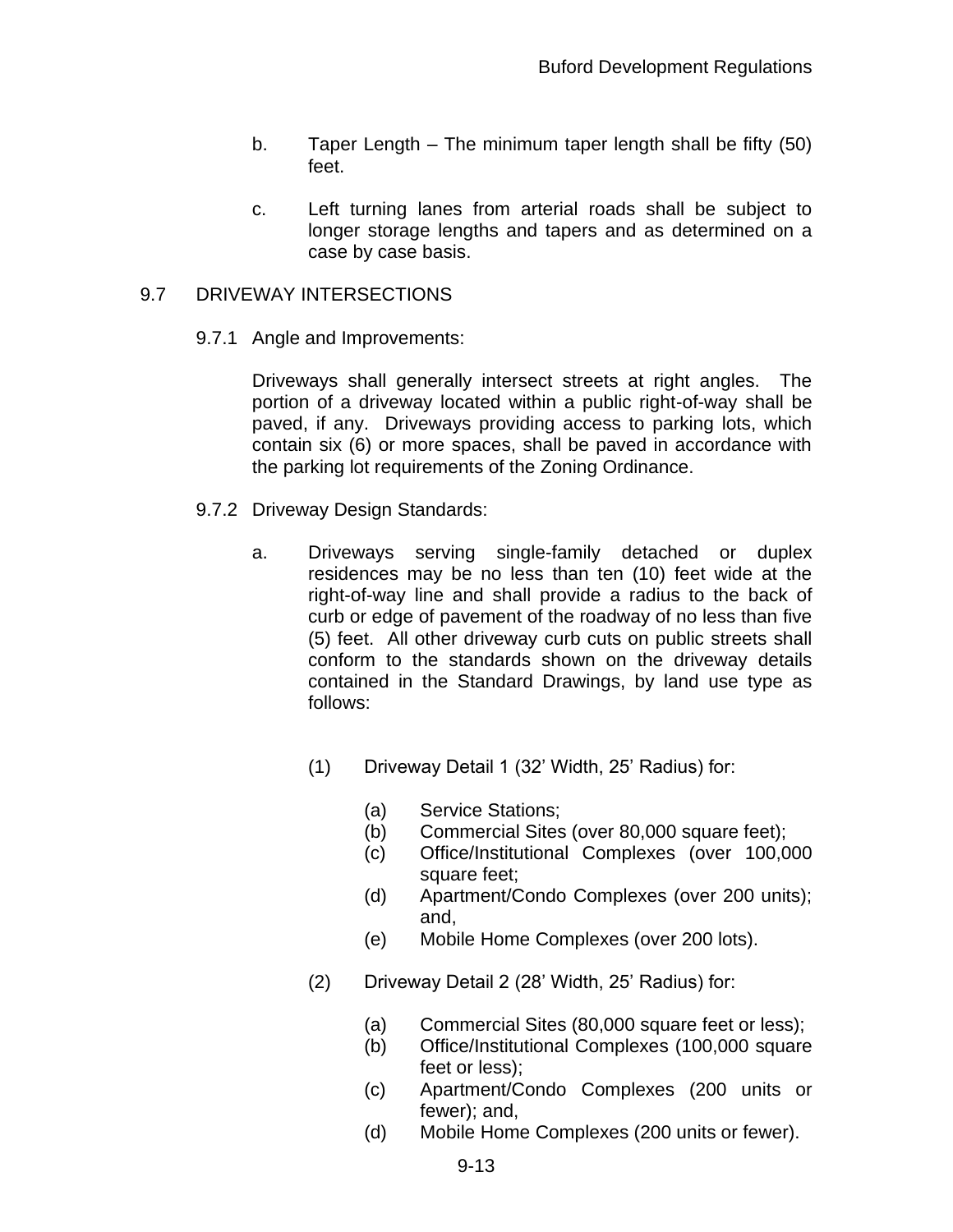b. Taper Length – The minimum taper length shall be fifty (50) feet.

c. Left turning lanes from arterial roads shall be subject to longer storage lengths and tapers and as determined on a case by case basis.

## 9.7 DRIVEWAY INTERSECTIONS

### 9.7.1 Angle and Improvements:

Driveways shall generally intersect streets at right angles. The portion of a driveway located within a public right-of-way shall be paved, if any. Driveways providing access to parking lots, which contain six (6) or more spaces, shall be paved in accordance with the parking lot requirements of the Zoning Ordinance.

### 9.7.2 Driveway Design Standards:

a. Driveways serving single-family detached or duplex residences may be no less than ten (10) feet wide at the right-of-way line and shall provide a radius to the back of curb or edge of pavement of the roadway of no less than five (5) feet. All other driveway curb cuts on public streets shall conform to the standards shown on the driveway details contained in the Standard Drawings, by land use type as follows:

(1) Driveway Detail 1 (32' Width, 25' Radius) for:

(a) Service Stations;
(b) Commercial Sites (over 80,000 square feet);
(c) Office/Institutional Complexes (over 100,000 square feet;
(d) Apartment/Condo Complexes (over 200 units); and,
(e) Mobile Home Complexes (over 200 lots).

(2) Driveway Detail 2 (28' Width, 25' Radius) for:

(a) Commercial Sites (80,000 square feet or less);
(b) Office/Institutional Complexes (100,000 square feet or less);
(c) Apartment/Condo Complexes (200 units or fewer); and,
(d) Mobile Home Complexes (200 units or fewer).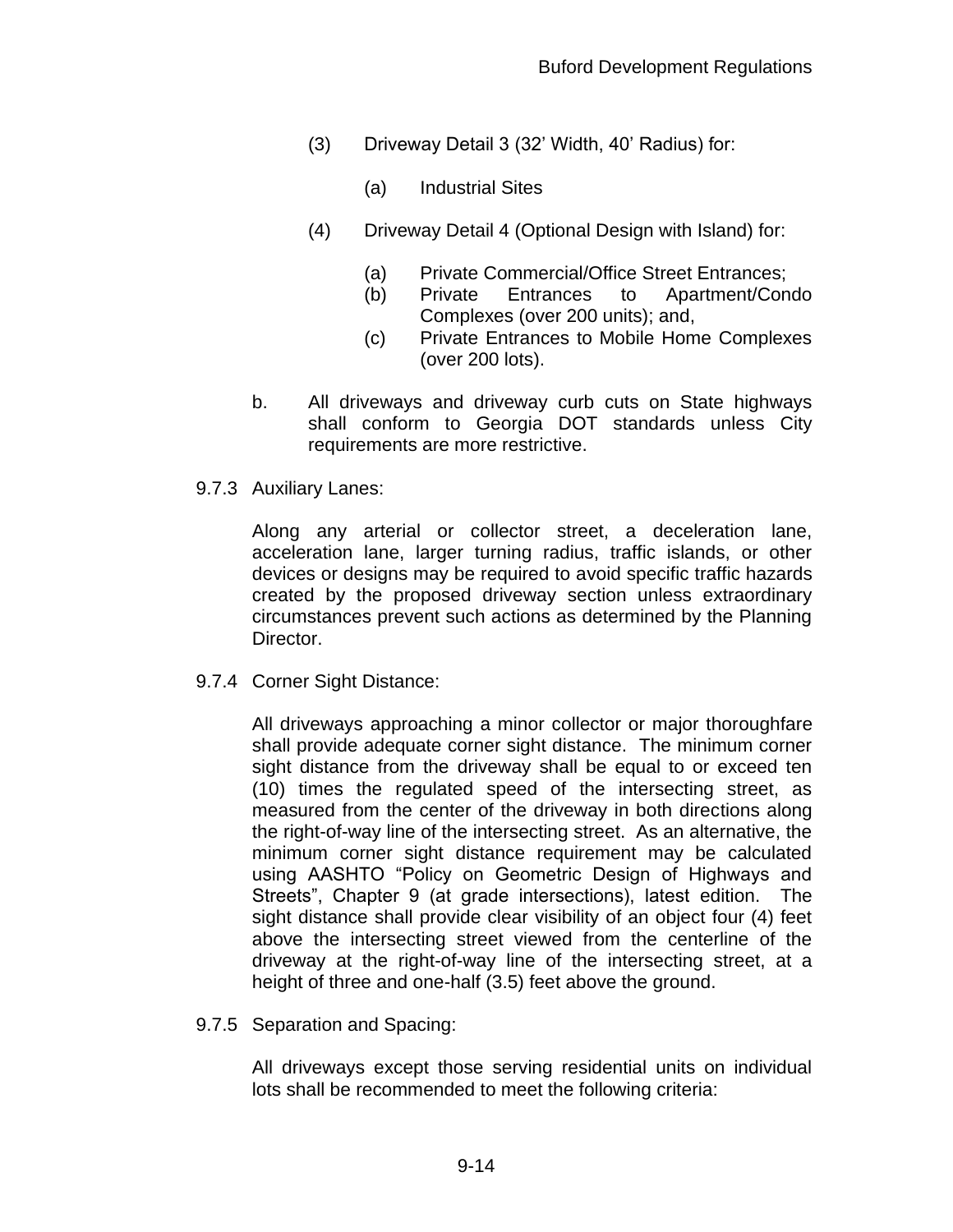(3) Driveway Detail 3 (32' Width, 40' Radius) for:

  (a) Industrial Sites

(4) Driveway Detail 4 (Optional Design with Island) for:

  (a) Private Commercial/Office Street Entrances;
  (b) Private Entrances to Apartment/Condo Complexes (over 200 units); and,
  (c) Private Entrances to Mobile Home Complexes (over 200 lots).

b. All driveways and driveway curb cuts on State highways shall conform to Georgia DOT standards unless City requirements are more restrictive.

9.7.3 Auxiliary Lanes:

Along any arterial or collector street, a deceleration lane, acceleration lane, larger turning radius, traffic islands, or other devices or designs may be required to avoid specific traffic hazards created by the proposed driveway section unless extraordinary circumstances prevent such actions as determined by the Planning Director.

9.7.4 Corner Sight Distance:

All driveways approaching a minor collector or major thoroughfare shall provide adequate corner sight distance. The minimum corner sight distance from the driveway shall be equal to or exceed ten (10) times the regulated speed of the intersecting street, as measured from the center of the driveway in both directions along the right-of-way line of the intersecting street. As an alternative, the minimum corner sight distance requirement may be calculated using AASHTO "Policy on Geometric Design of Highways and Streets", Chapter 9 (at grade intersections), latest edition. The sight distance shall provide clear visibility of an object four (4) feet above the intersecting street viewed from the centerline of the driveway at the right-of-way line of the intersecting street, at a height of three and one-half (3.5) feet above the ground.

9.7.5 Separation and Spacing:

All driveways except those serving residential units on individual lots shall be recommended to meet the following criteria: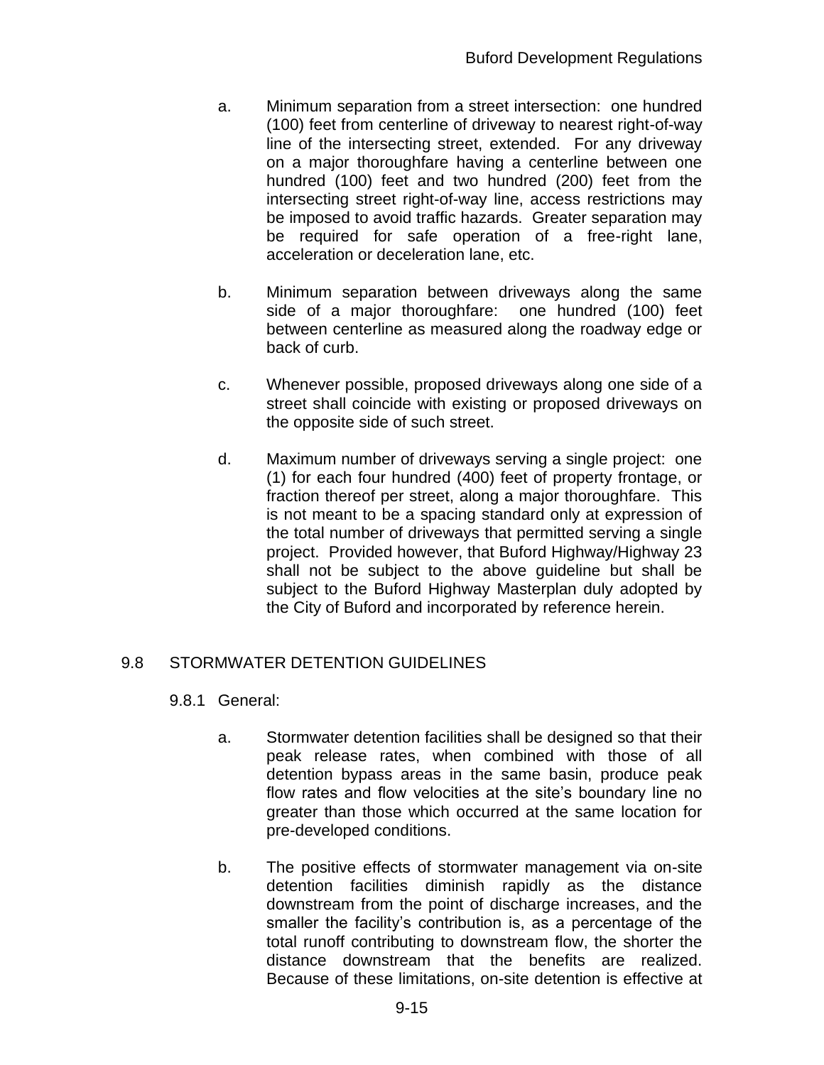a. Minimum separation from a street intersection: one hundred (100) feet from centerline of driveway to nearest right-of-way line of the intersecting street, extended. For any driveway on a major thoroughfare having a centerline between one hundred (100) feet and two hundred (200) feet from the intersecting street right-of-way line, access restrictions may be imposed to avoid traffic hazards. Greater separation may be required for safe operation of a free-right lane, acceleration or deceleration lane, etc.

b. Minimum separation between driveways along the same side of a major thoroughfare: one hundred (100) feet between centerline as measured along the roadway edge or back of curb.

c. Whenever possible, proposed driveways along one side of a street shall coincide with existing or proposed driveways on the opposite side of such street.

d. Maximum number of driveways serving a single project: one (1) for each four hundred (400) feet of property frontage, or fraction thereof per street, along a major thoroughfare. This is not meant to be a spacing standard only at expression of the total number of driveways that permitted serving a single project. Provided however, that Buford Highway/Highway 23 shall not be subject to the above guideline but shall be subject to the Buford Highway Masterplan duly adopted by the City of Buford and incorporated by reference herein.

## 9.8 STORMWATER DETENTION GUIDELINES

### 9.8.1 General:

a. Stormwater detention facilities shall be designed so that their peak release rates, when combined with those of all detention bypass areas in the same basin, produce peak flow rates and flow velocities at the site's boundary line no greater than those which occurred at the same location for pre-developed conditions.

b. The positive effects of stormwater management via on-site detention facilities diminish rapidly as the distance downstream from the point of discharge increases, and the smaller the facility's contribution is, as a percentage of the total runoff contributing to downstream flow, the shorter the distance downstream that the benefits are realized. Because of these limitations, on-site detention is effective at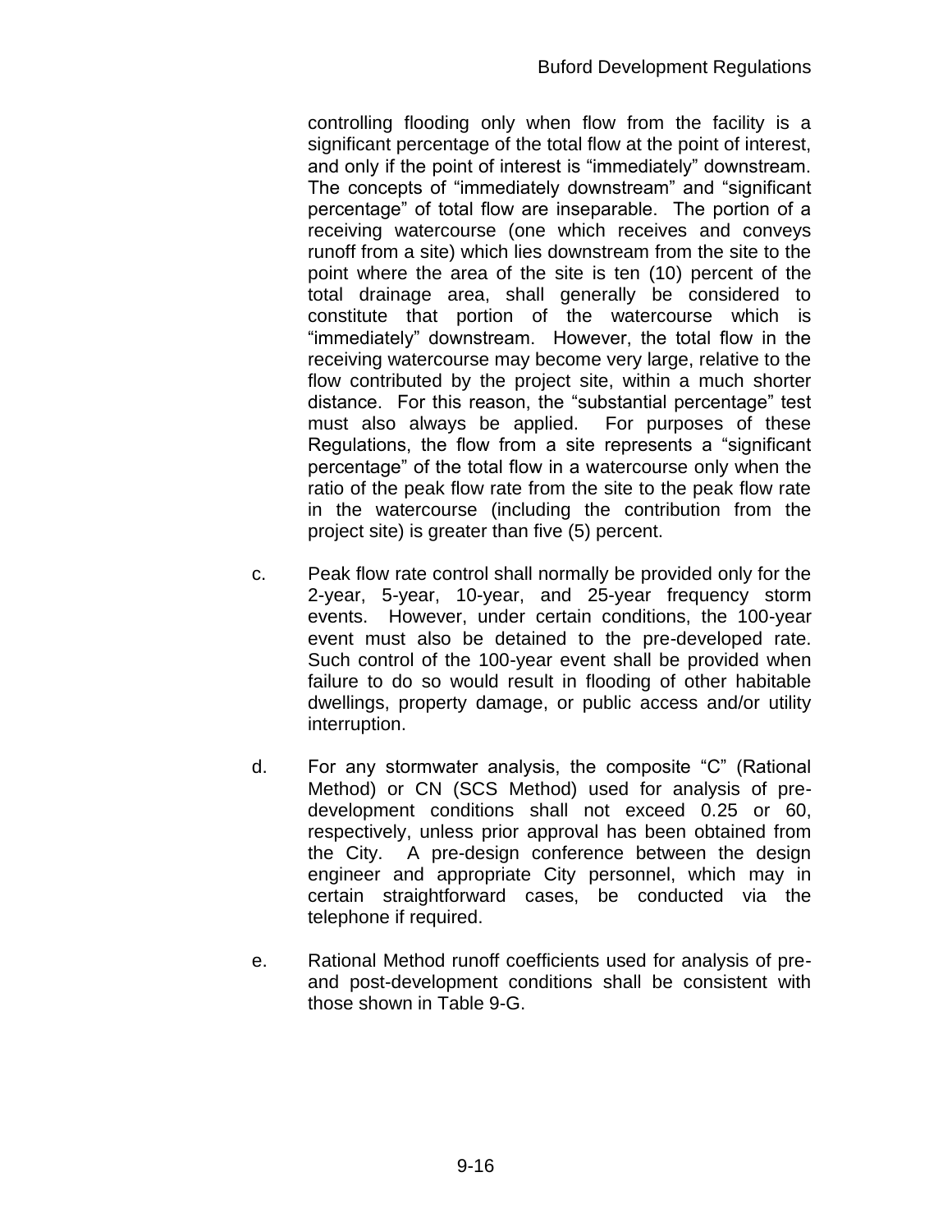controlling flooding only when flow from the facility is a significant percentage of the total flow at the point of interest, and only if the point of interest is "immediately" downstream. The concepts of "immediately downstream" and "significant percentage" of total flow are inseparable. The portion of a receiving watercourse (one which receives and conveys runoff from a site) which lies downstream from the site to the point where the area of the site is ten (10) percent of the total drainage area, shall generally be considered to constitute that portion of the watercourse which is "immediately" downstream. However, the total flow in the receiving watercourse may become very large, relative to the flow contributed by the project site, within a much shorter distance. For this reason, the "substantial percentage" test must also always be applied. For purposes of these Regulations, the flow from a site represents a "significant percentage" of the total flow in a watercourse only when the ratio of the peak flow rate from the site to the peak flow rate in the watercourse (including the contribution from the project site) is greater than five (5) percent.

c. Peak flow rate control shall normally be provided only for the 2-year, 5-year, 10-year, and 25-year frequency storm events. However, under certain conditions, the 100-year event must also be detained to the pre-developed rate. Such control of the 100-year event shall be provided when failure to do so would result in flooding of other habitable dwellings, property damage, or public access and/or utility interruption.

d. For any stormwater analysis, the composite "C" (Rational Method) or CN (SCS Method) used for analysis of pre-development conditions shall not exceed 0.25 or 60, respectively, unless prior approval has been obtained from the City. A pre-design conference between the design engineer and appropriate City personnel, which may in certain straightforward cases, be conducted via the telephone if required.

e. Rational Method runoff coefficients used for analysis of pre- and post-development conditions shall be consistent with those shown in Table 9-G.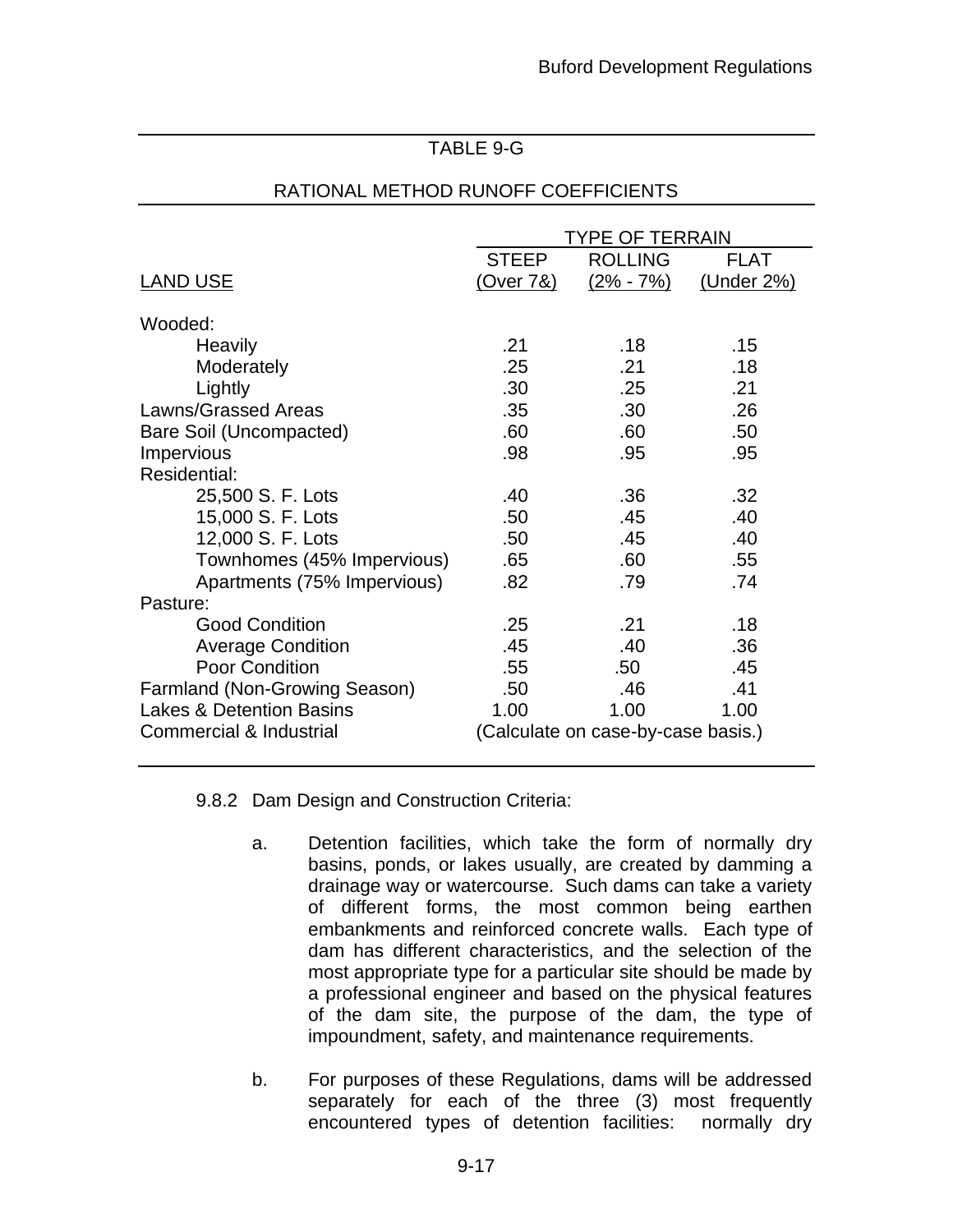TABLE 9-G

RATIONAL METHOD RUNOFF COEFFICIENTS

| LAND USE | TYPE OF TERRAIN | | |
|---|---|---|---|
| | STEEP (Over 7&) | ROLLING (2% - 7%) | FLAT (Under 2%) |
| Wooded: | | | |
| Heavily | .21 | .18 | .15 |
| Moderately | .25 | .21 | .18 |
| Lightly | .30 | .25 | .21 |
| Lawns/Grassed Areas | .35 | .30 | .26 |
| Bare Soil (Uncompacted) | .60 | .60 | .50 |
| Impervious | .98 | .95 | .95 |
| Residential: | | | |
| 25,500 S. F. Lots | .40 | .36 | .32 |
| 15,000 S. F. Lots | .50 | .45 | .40 |
| 12,000 S. F. Lots | .50 | .45 | .40 |
| Townhomes (45% Impervious) | .65 | .60 | .55 |
| Apartments (75% Impervious) | .82 | .79 | .74 |
| Pasture: | | | |
| Good Condition | .25 | .21 | .18 |
| Average Condition | .45 | .40 | .36 |
| Poor Condition | .55 | .50 | .45 |
| Farmland (Non-Growing Season) | .50 | .46 | .41 |
| Lakes & Detention Basins | 1.00 | 1.00 | 1.00 |
| Commercial & Industrial | (Calculate on case-by-case basis.) | | |

9.8.2 Dam Design and Construction Criteria:

a. Detention facilities, which take the form of normally dry basins, ponds, or lakes usually, are created by damming a drainage way or watercourse. Such dams can take a variety of different forms, the most common being earthen embankments and reinforced concrete walls. Each type of dam has different characteristics, and the selection of the most appropriate type for a particular site should be made by a professional engineer and based on the physical features of the dam site, the purpose of the dam, the type of impoundment, safety, and maintenance requirements.

b. For purposes of these Regulations, dams will be addressed separately for each of the three (3) most frequently encountered types of detention facilities: normally dry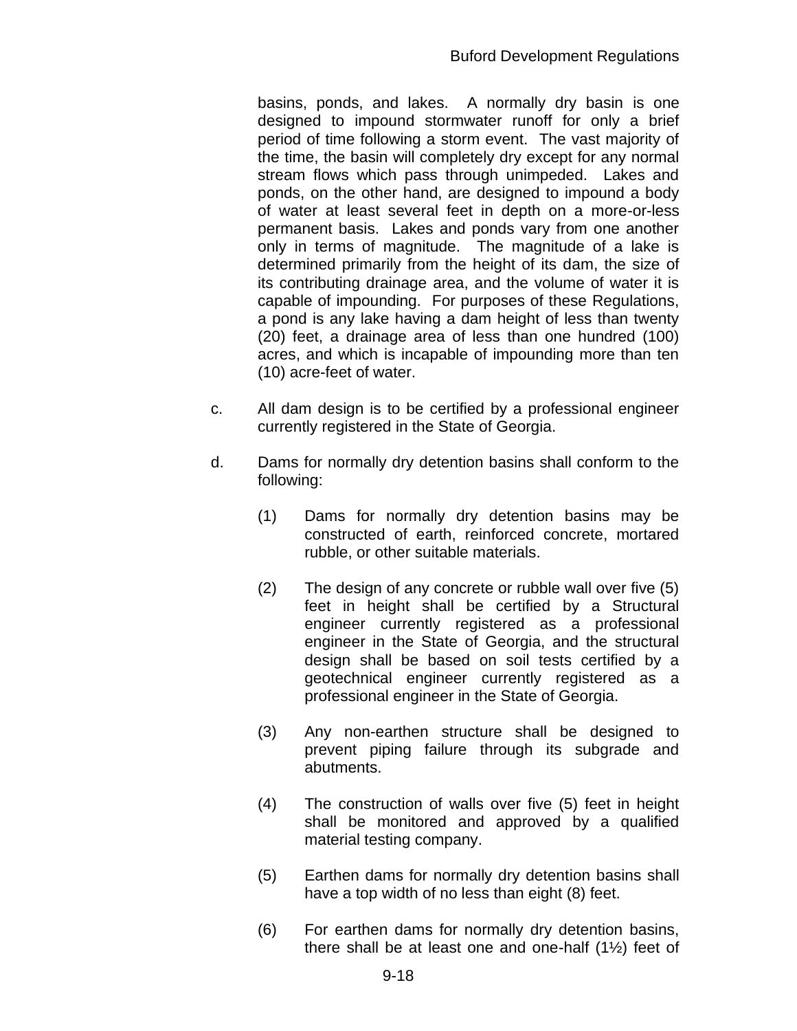basins, ponds, and lakes. A normally dry basin is one designed to impound stormwater runoff for only a brief period of time following a storm event. The vast majority of the time, the basin will completely dry except for any normal stream flows which pass through unimpeded. Lakes and ponds, on the other hand, are designed to impound a body of water at least several feet in depth on a more-or-less permanent basis. Lakes and ponds vary from one another only in terms of magnitude. The magnitude of a lake is determined primarily from the height of its dam, the size of its contributing drainage area, and the volume of water it is capable of impounding. For purposes of these Regulations, a pond is any lake having a dam height of less than twenty (20) feet, a drainage area of less than one hundred (100) acres, and which is incapable of impounding more than ten (10) acre-feet of water.

c. All dam design is to be certified by a professional engineer currently registered in the State of Georgia.

d. Dams for normally dry detention basins shall conform to the following:

   (1) Dams for normally dry detention basins may be constructed of earth, reinforced concrete, mortared rubble, or other suitable materials.

   (2) The design of any concrete or rubble wall over five (5) feet in height shall be certified by a Structural engineer currently registered as a professional engineer in the State of Georgia, and the structural design shall be based on soil tests certified by a geotechnical engineer currently registered as a professional engineer in the State of Georgia.

   (3) Any non-earthen structure shall be designed to prevent piping failure through its subgrade and abutments.

   (4) The construction of walls over five (5) feet in height shall be monitored and approved by a qualified material testing company.

   (5) Earthen dams for normally dry detention basins shall have a top width of no less than eight (8) feet.

   (6) For earthen dams for normally dry detention basins, there shall be at least one and one-half (1½) feet of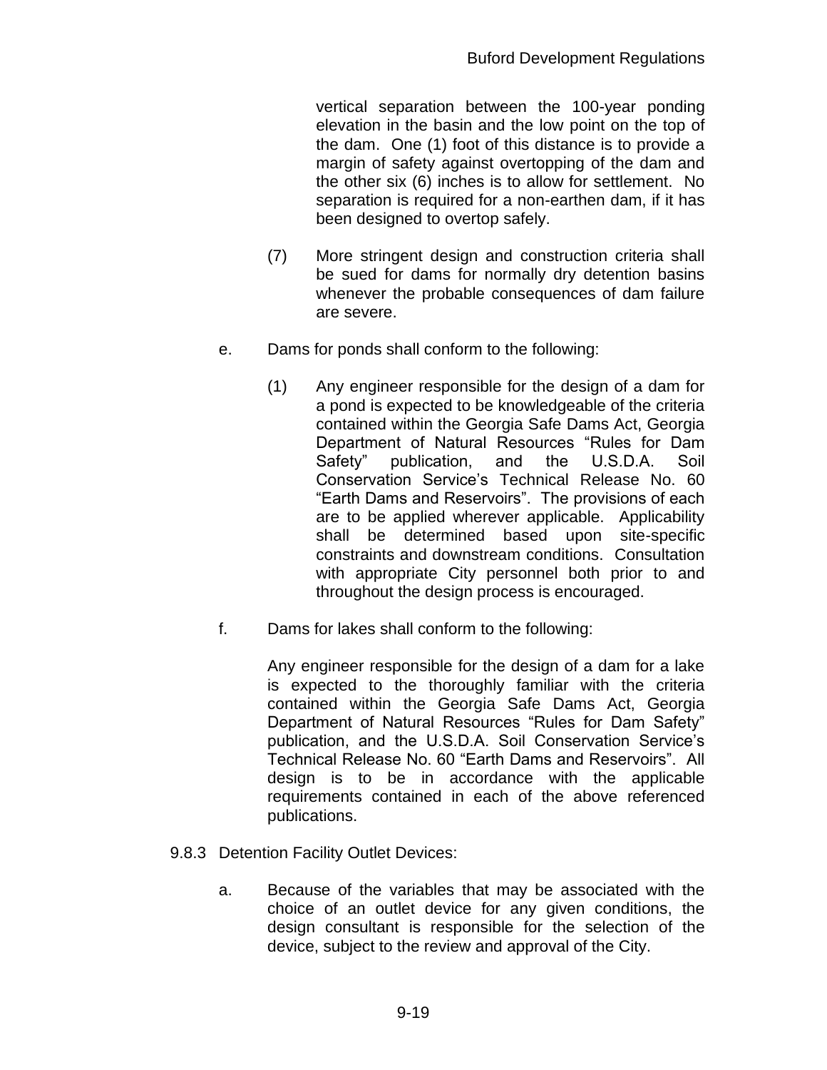vertical separation between the 100-year ponding elevation in the basin and the low point on the top of the dam. One (1) foot of this distance is to provide a margin of safety against overtopping of the dam and the other six (6) inches is to allow for settlement. No separation is required for a non-earthen dam, if it has been designed to overtop safely.

(7) More stringent design and construction criteria shall be sued for dams for normally dry detention basins whenever the probable consequences of dam failure are severe.

e. Dams for ponds shall conform to the following:

(1) Any engineer responsible for the design of a dam for a pond is expected to be knowledgeable of the criteria contained within the Georgia Safe Dams Act, Georgia Department of Natural Resources "Rules for Dam Safety" publication, and the U.S.D.A. Soil Conservation Service's Technical Release No. 60 "Earth Dams and Reservoirs". The provisions of each are to be applied wherever applicable. Applicability shall be determined based upon site-specific constraints and downstream conditions. Consultation with appropriate City personnel both prior to and throughout the design process is encouraged.

f. Dams for lakes shall conform to the following:

Any engineer responsible for the design of a dam for a lake is expected to the thoroughly familiar with the criteria contained within the Georgia Safe Dams Act, Georgia Department of Natural Resources "Rules for Dam Safety" publication, and the U.S.D.A. Soil Conservation Service's Technical Release No. 60 "Earth Dams and Reservoirs". All design is to be in accordance with the applicable requirements contained in each of the above referenced publications.

9.8.3 Detention Facility Outlet Devices:

a. Because of the variables that may be associated with the choice of an outlet device for any given conditions, the design consultant is responsible for the selection of the device, subject to the review and approval of the City.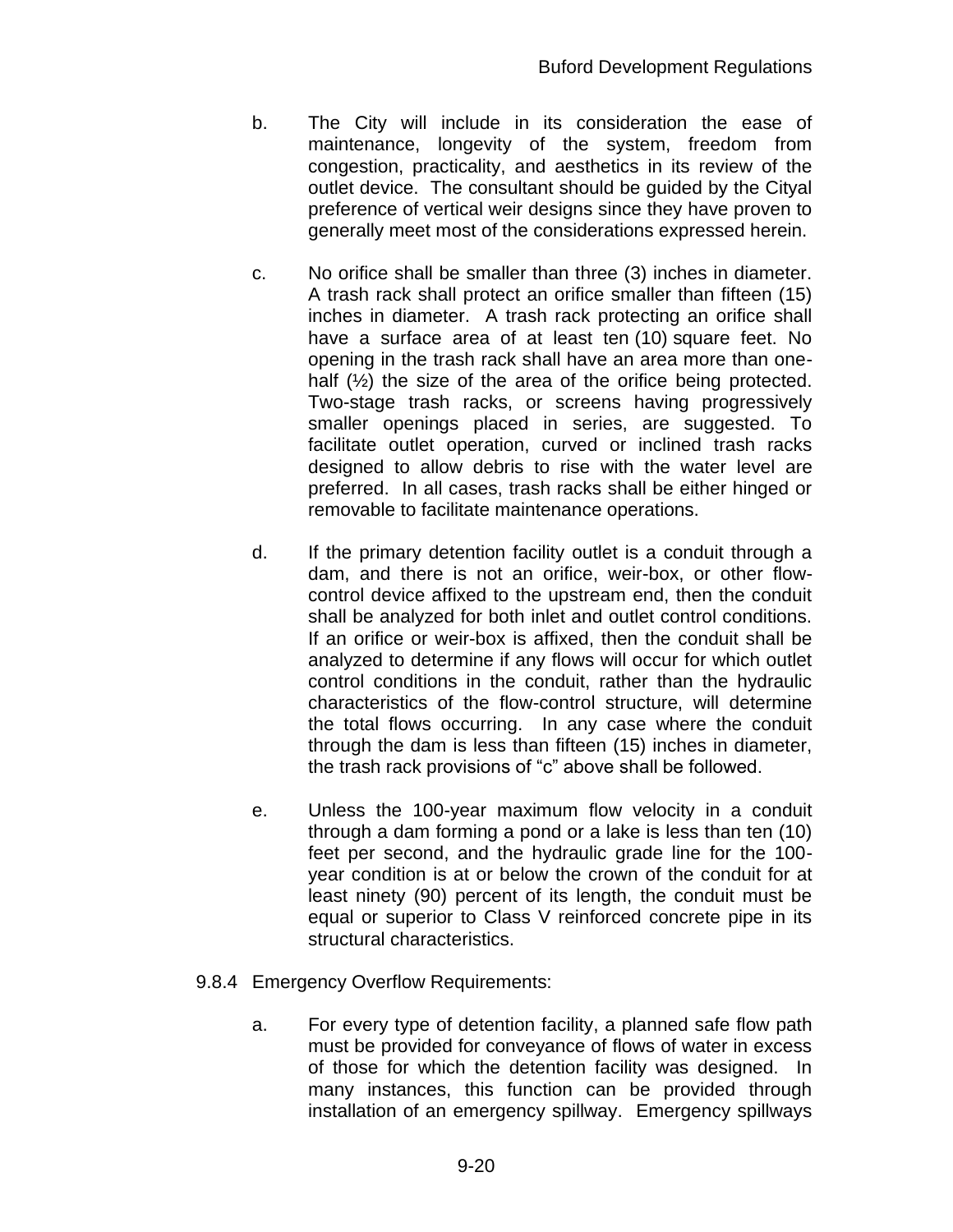b. The City will include in its consideration the ease of maintenance, longevity of the system, freedom from congestion, practicality, and aesthetics in its review of the outlet device. The consultant should be guided by the Cityal preference of vertical weir designs since they have proven to generally meet most of the considerations expressed herein.

c. No orifice shall be smaller than three (3) inches in diameter. A trash rack shall protect an orifice smaller than fifteen (15) inches in diameter. A trash rack protecting an orifice shall have a surface area of at least ten (10) square feet. No opening in the trash rack shall have an area more than one-half (½) the size of the area of the orifice being protected. Two-stage trash racks, or screens having progressively smaller openings placed in series, are suggested. To facilitate outlet operation, curved or inclined trash racks designed to allow debris to rise with the water level are preferred. In all cases, trash racks shall be either hinged or removable to facilitate maintenance operations.

d. If the primary detention facility outlet is a conduit through a dam, and there is not an orifice, weir-box, or other flow-control device affixed to the upstream end, then the conduit shall be analyzed for both inlet and outlet control conditions. If an orifice or weir-box is affixed, then the conduit shall be analyzed to determine if any flows will occur for which outlet control conditions in the conduit, rather than the hydraulic characteristics of the flow-control structure, will determine the total flows occurring. In any case where the conduit through the dam is less than fifteen (15) inches in diameter, the trash rack provisions of "c" above shall be followed.

e. Unless the 100-year maximum flow velocity in a conduit through a dam forming a pond or a lake is less than ten (10) feet per second, and the hydraulic grade line for the 100-year condition is at or below the crown of the conduit for at least ninety (90) percent of its length, the conduit must be equal or superior to Class V reinforced concrete pipe in its structural characteristics.

9.8.4 Emergency Overflow Requirements:

a. For every type of detention facility, a planned safe flow path must be provided for conveyance of flows of water in excess of those for which the detention facility was designed. In many instances, this function can be provided through installation of an emergency spillway. Emergency spillways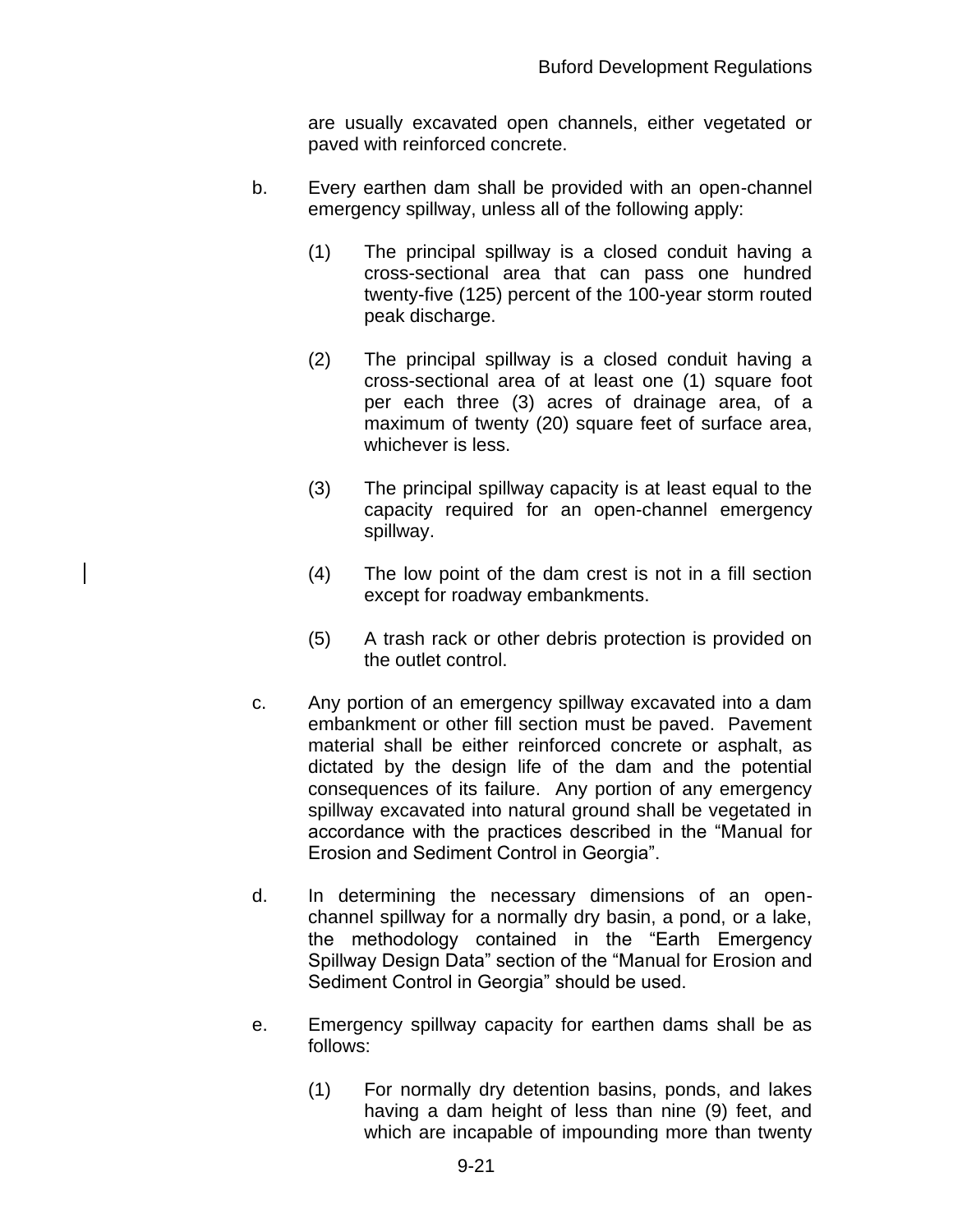are usually excavated open channels, either vegetated or paved with reinforced concrete.

b. Every earthen dam shall be provided with an open-channel emergency spillway, unless all of the following apply:

   (1) The principal spillway is a closed conduit having a cross-sectional area that can pass one hundred twenty-five (125) percent of the 100-year storm routed peak discharge.

   (2) The principal spillway is a closed conduit having a cross-sectional area of at least one (1) square foot per each three (3) acres of drainage area, of a maximum of twenty (20) square feet of surface area, whichever is less.

   (3) The principal spillway capacity is at least equal to the capacity required for an open-channel emergency spillway.

   (4) The low point of the dam crest is not in a fill section except for roadway embankments.

   (5) A trash rack or other debris protection is provided on the outlet control.

c. Any portion of an emergency spillway excavated into a dam embankment or other fill section must be paved. Pavement material shall be either reinforced concrete or asphalt, as dictated by the design life of the dam and the potential consequences of its failure. Any portion of any emergency spillway excavated into natural ground shall be vegetated in accordance with the practices described in the "Manual for Erosion and Sediment Control in Georgia".

d. In determining the necessary dimensions of an open-channel spillway for a normally dry basin, a pond, or a lake, the methodology contained in the "Earth Emergency Spillway Design Data" section of the "Manual for Erosion and Sediment Control in Georgia" should be used.

e. Emergency spillway capacity for earthen dams shall be as follows:

   (1) For normally dry detention basins, ponds, and lakes having a dam height of less than nine (9) feet, and which are incapable of impounding more than twenty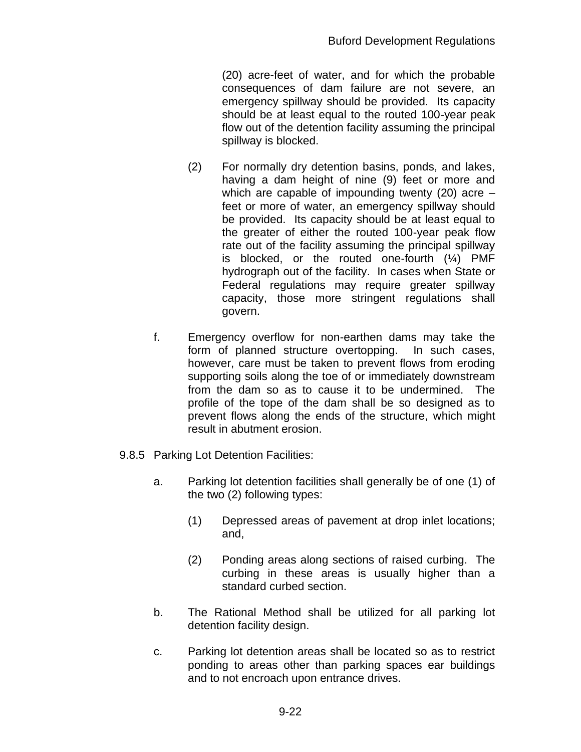(20) acre-feet of water, and for which the probable consequences of dam failure are not severe, an emergency spillway should be provided. Its capacity should be at least equal to the routed 100-year peak flow out of the detention facility assuming the principal spillway is blocked.

(2) For normally dry detention basins, ponds, and lakes, having a dam height of nine (9) feet or more and which are capable of impounding twenty (20) acre – feet or more of water, an emergency spillway should be provided. Its capacity should be at least equal to the greater of either the routed 100-year peak flow rate out of the facility assuming the principal spillway is blocked, or the routed one-fourth (¼) PMF hydrograph out of the facility. In cases when State or Federal regulations may require greater spillway capacity, those more stringent regulations shall govern.

f. Emergency overflow for non-earthen dams may take the form of planned structure overtopping. In such cases, however, care must be taken to prevent flows from eroding supporting soils along the toe of or immediately downstream from the dam so as to cause it to be undermined. The profile of the tope of the dam shall be so designed as to prevent flows along the ends of the structure, which might result in abutment erosion.

9.8.5 Parking Lot Detention Facilities:

a. Parking lot detention facilities shall generally be of one (1) of the two (2) following types:

(1) Depressed areas of pavement at drop inlet locations; and,

(2) Ponding areas along sections of raised curbing. The curbing in these areas is usually higher than a standard curbed section.

b. The Rational Method shall be utilized for all parking lot detention facility design.

c. Parking lot detention areas shall be located so as to restrict ponding to areas other than parking spaces ear buildings and to not encroach upon entrance drives.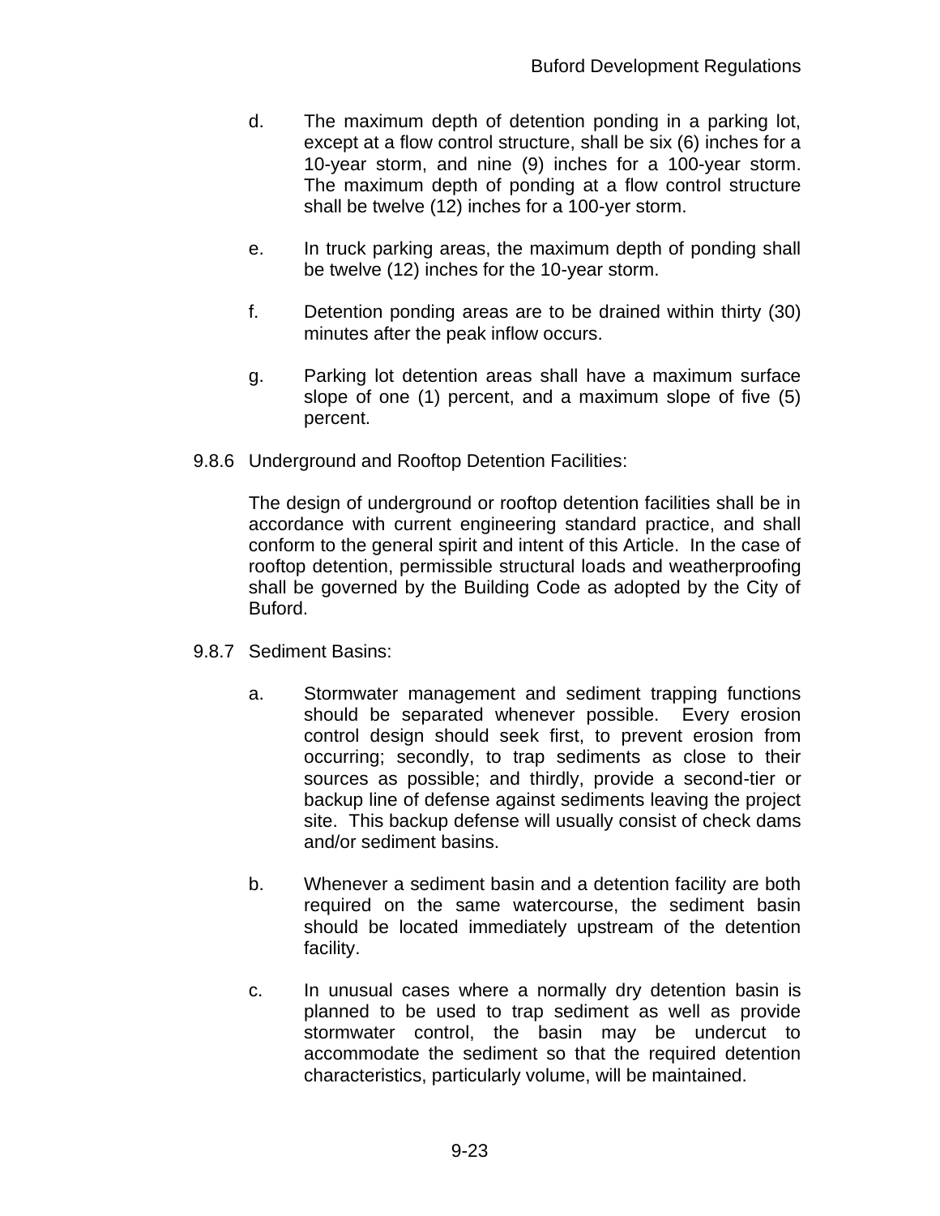d. The maximum depth of detention ponding in a parking lot, except at a flow control structure, shall be six (6) inches for a 10-year storm, and nine (9) inches for a 100-year storm. The maximum depth of ponding at a flow control structure shall be twelve (12) inches for a 100-yer storm.

e. In truck parking areas, the maximum depth of ponding shall be twelve (12) inches for the 10-year storm.

f. Detention ponding areas are to be drained within thirty (30) minutes after the peak inflow occurs.

g. Parking lot detention areas shall have a maximum surface slope of one (1) percent, and a maximum slope of five (5) percent.

9.8.6 Underground and Rooftop Detention Facilities:

The design of underground or rooftop detention facilities shall be in accordance with current engineering standard practice, and shall conform to the general spirit and intent of this Article. In the case of rooftop detention, permissible structural loads and weatherproofing shall be governed by the Building Code as adopted by the City of Buford.

9.8.7 Sediment Basins:

a. Stormwater management and sediment trapping functions should be separated whenever possible. Every erosion control design should seek first, to prevent erosion from occurring; secondly, to trap sediments as close to their sources as possible; and thirdly, provide a second-tier or backup line of defense against sediments leaving the project site. This backup defense will usually consist of check dams and/or sediment basins.

b. Whenever a sediment basin and a detention facility are both required on the same watercourse, the sediment basin should be located immediately upstream of the detention facility.

c. In unusual cases where a normally dry detention basin is planned to be used to trap sediment as well as provide stormwater control, the basin may be undercut to accommodate the sediment so that the required detention characteristics, particularly volume, will be maintained.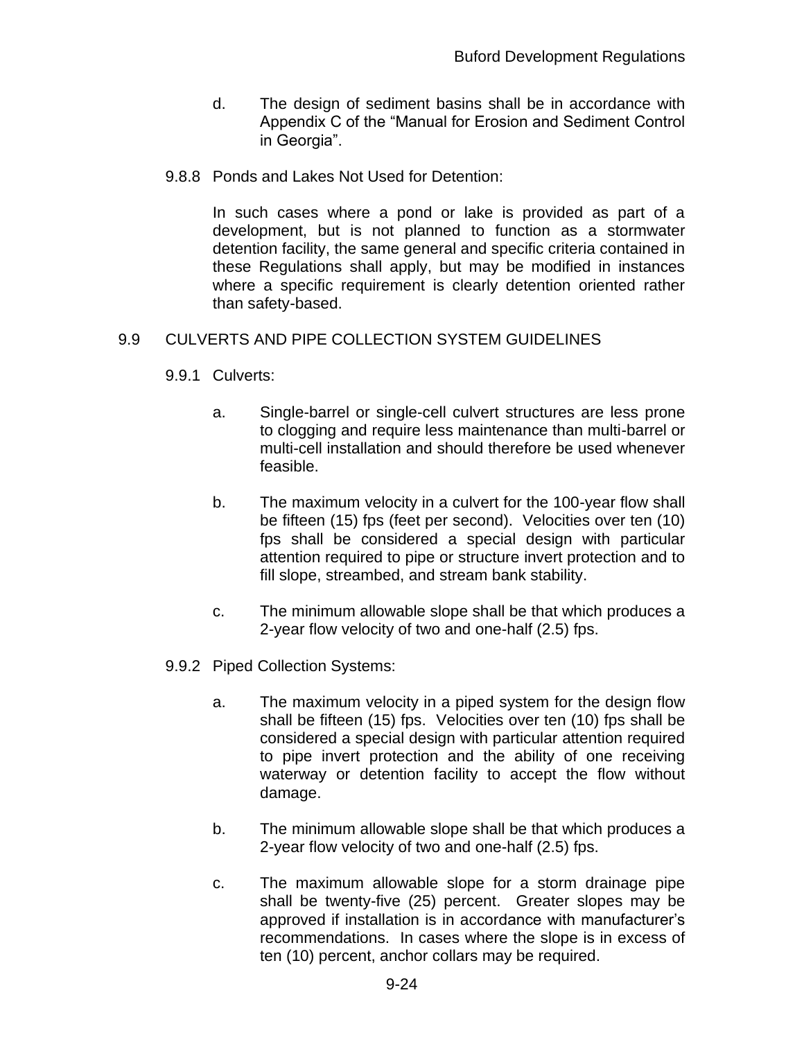d. The design of sediment basins shall be in accordance with Appendix C of the “Manual for Erosion and Sediment Control in Georgia”.

9.8.8 Ponds and Lakes Not Used for Detention:

In such cases where a pond or lake is provided as part of a development, but is not planned to function as a stormwater detention facility, the same general and specific criteria contained in these Regulations shall apply, but may be modified in instances where a specific requirement is clearly detention oriented rather than safety-based.

## 9.9 CULVERTS AND PIPE COLLECTION SYSTEM GUIDELINES

### 9.9.1 Culverts:

a. Single-barrel or single-cell culvert structures are less prone to clogging and require less maintenance than multi-barrel or multi-cell installation and should therefore be used whenever feasible.

b. The maximum velocity in a culvert for the 100-year flow shall be fifteen (15) fps (feet per second). Velocities over ten (10) fps shall be considered a special design with particular attention required to pipe or structure invert protection and to fill slope, streambed, and stream bank stability.

c. The minimum allowable slope shall be that which produces a 2-year flow velocity of two and one-half (2.5) fps.

### 9.9.2 Piped Collection Systems:

a. The maximum velocity in a piped system for the design flow shall be fifteen (15) fps. Velocities over ten (10) fps shall be considered a special design with particular attention required to pipe invert protection and the ability of one receiving waterway or detention facility to accept the flow without damage.

b. The minimum allowable slope shall be that which produces a 2-year flow velocity of two and one-half (2.5) fps.

c. The maximum allowable slope for a storm drainage pipe shall be twenty-five (25) percent. Greater slopes may be approved if installation is in accordance with manufacturer’s recommendations. In cases where the slope is in excess of ten (10) percent, anchor collars may be required.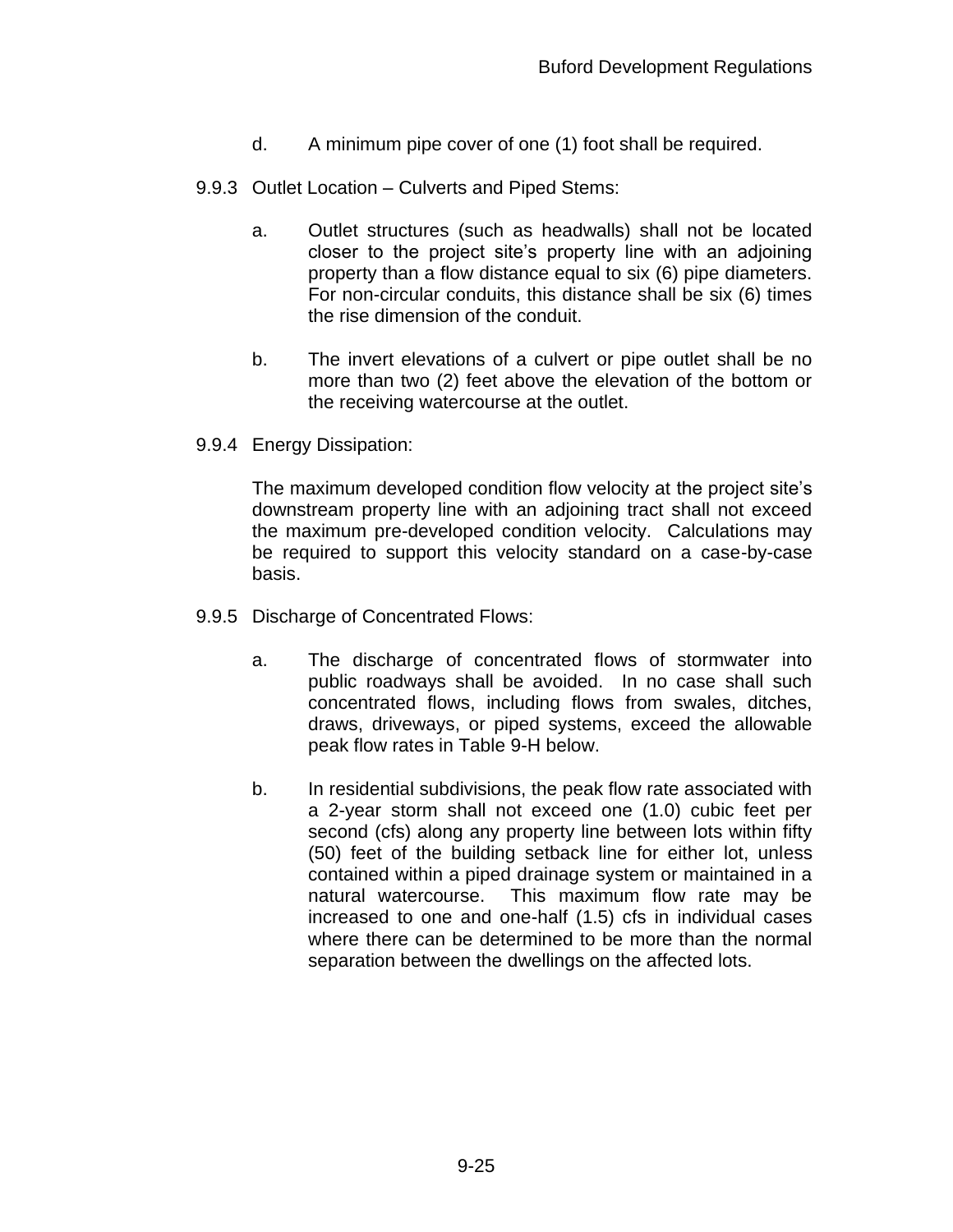d. A minimum pipe cover of one (1) foot shall be required.

9.9.3 Outlet Location – Culverts and Piped Stems:

a. Outlet structures (such as headwalls) shall not be located closer to the project site's property line with an adjoining property than a flow distance equal to six (6) pipe diameters. For non-circular conduits, this distance shall be six (6) times the rise dimension of the conduit.

b. The invert elevations of a culvert or pipe outlet shall be no more than two (2) feet above the elevation of the bottom or the receiving watercourse at the outlet.

9.9.4 Energy Dissipation:

The maximum developed condition flow velocity at the project site's downstream property line with an adjoining tract shall not exceed the maximum pre-developed condition velocity. Calculations may be required to support this velocity standard on a case-by-case basis.

9.9.5 Discharge of Concentrated Flows:

a. The discharge of concentrated flows of stormwater into public roadways shall be avoided. In no case shall such concentrated flows, including flows from swales, ditches, draws, driveways, or piped systems, exceed the allowable peak flow rates in Table 9-H below.

b. In residential subdivisions, the peak flow rate associated with a 2-year storm shall not exceed one (1.0) cubic feet per second (cfs) along any property line between lots within fifty (50) feet of the building setback line for either lot, unless contained within a piped drainage system or maintained in a natural watercourse. This maximum flow rate may be increased to one and one-half (1.5) cfs in individual cases where there can be determined to be more than the normal separation between the dwellings on the affected lots.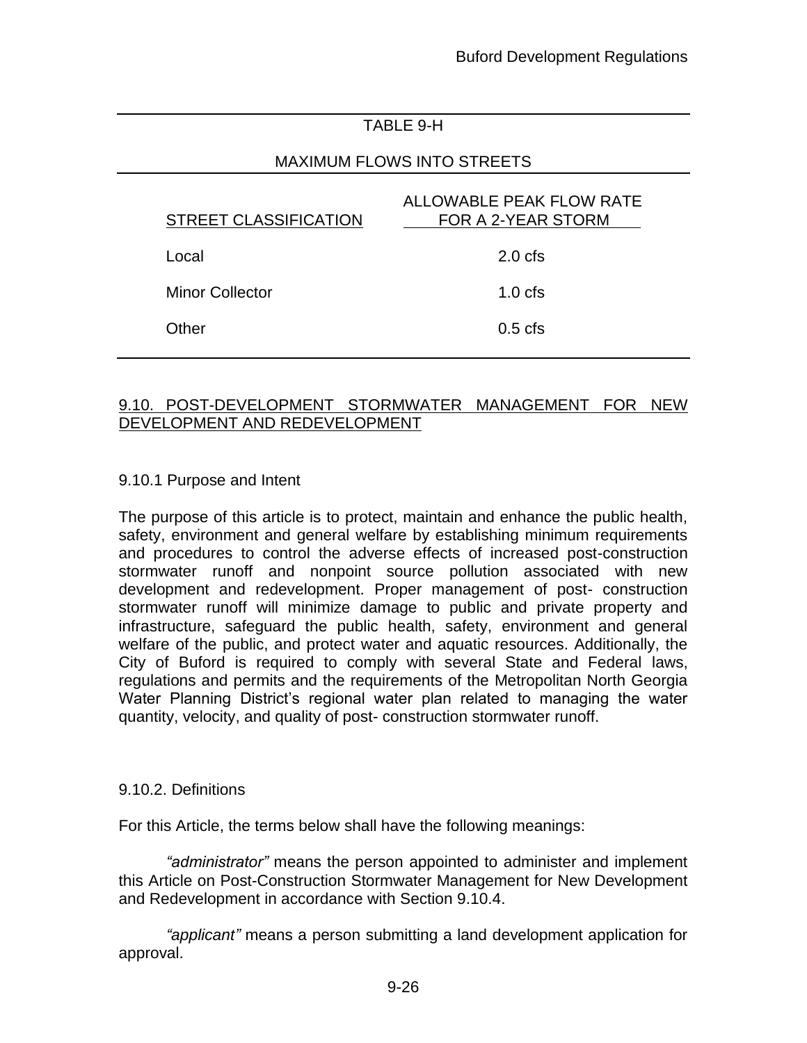TABLE 9-H

MAXIMUM FLOWS INTO STREETS

| STREET CLASSIFICATION | ALLOWABLE PEAK FLOW RATE FOR A 2-YEAR STORM |
| --- | --- |
| Local | 2.0 cfs |
| Minor Collector | 1.0 cfs |
| Other | 0.5 cfs |

## 9.10. POST-DEVELOPMENT STORMWATER MANAGEMENT FOR NEW DEVELOPMENT AND REDEVELOPMENT

### 9.10.1 Purpose and Intent

The purpose of this article is to protect, maintain and enhance the public health, safety, environment and general welfare by establishing minimum requirements and procedures to control the adverse effects of increased post-construction stormwater runoff and nonpoint source pollution associated with new development and redevelopment. Proper management of post- construction stormwater runoff will minimize damage to public and private property and infrastructure, safeguard the public health, safety, environment and general welfare of the public, and protect water and aquatic resources. Additionally, the City of Buford is required to comply with several State and Federal laws, regulations and permits and the requirements of the Metropolitan North Georgia Water Planning District's regional water plan related to managing the water quantity, velocity, and quality of post- construction stormwater runoff.

### 9.10.2. Definitions

For this Article, the terms below shall have the following meanings:

*"administrator"* means the person appointed to administer and implement this Article on Post-Construction Stormwater Management for New Development and Redevelopment in accordance with Section 9.10.4.

*"applicant"* means a person submitting a land development application for approval.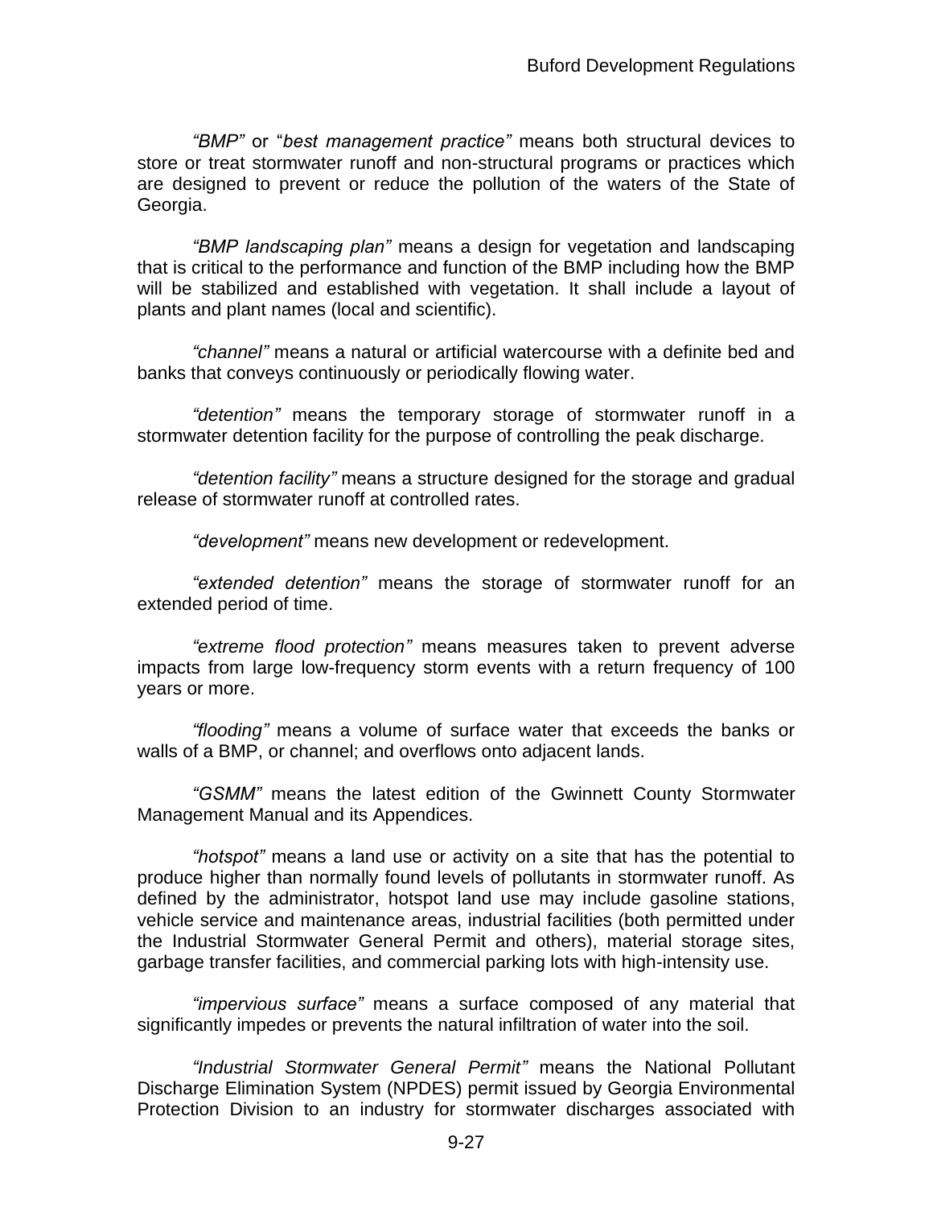*"BMP"* or "*best management practice"* means both structural devices to store or treat stormwater runoff and non-structural programs or practices which are designed to prevent or reduce the pollution of the waters of the State of Georgia.

*"BMP landscaping plan"* means a design for vegetation and landscaping that is critical to the performance and function of the BMP including how the BMP will be stabilized and established with vegetation. It shall include a layout of plants and plant names (local and scientific).

*"channel"* means a natural or artificial watercourse with a definite bed and banks that conveys continuously or periodically flowing water.

*"detention"* means the temporary storage of stormwater runoff in a stormwater detention facility for the purpose of controlling the peak discharge.

*"detention facility"* means a structure designed for the storage and gradual release of stormwater runoff at controlled rates.

*"development"* means new development or redevelopment.

*"extended detention"* means the storage of stormwater runoff for an extended period of time.

*"extreme flood protection"* means measures taken to prevent adverse impacts from large low-frequency storm events with a return frequency of 100 years or more.

*"flooding"* means a volume of surface water that exceeds the banks or walls of a BMP, or channel; and overflows onto adjacent lands.

*"GSMM"* means the latest edition of the Gwinnett County Stormwater Management Manual and its Appendices.

*"hotspot"* means a land use or activity on a site that has the potential to produce higher than normally found levels of pollutants in stormwater runoff. As defined by the administrator, hotspot land use may include gasoline stations, vehicle service and maintenance areas, industrial facilities (both permitted under the Industrial Stormwater General Permit and others), material storage sites, garbage transfer facilities, and commercial parking lots with high-intensity use.

*"impervious surface"* means a surface composed of any material that significantly impedes or prevents the natural infiltration of water into the soil.

*"Industrial Stormwater General Permit"* means the National Pollutant Discharge Elimination System (NPDES) permit issued by Georgia Environmental Protection Division to an industry for stormwater discharges associated with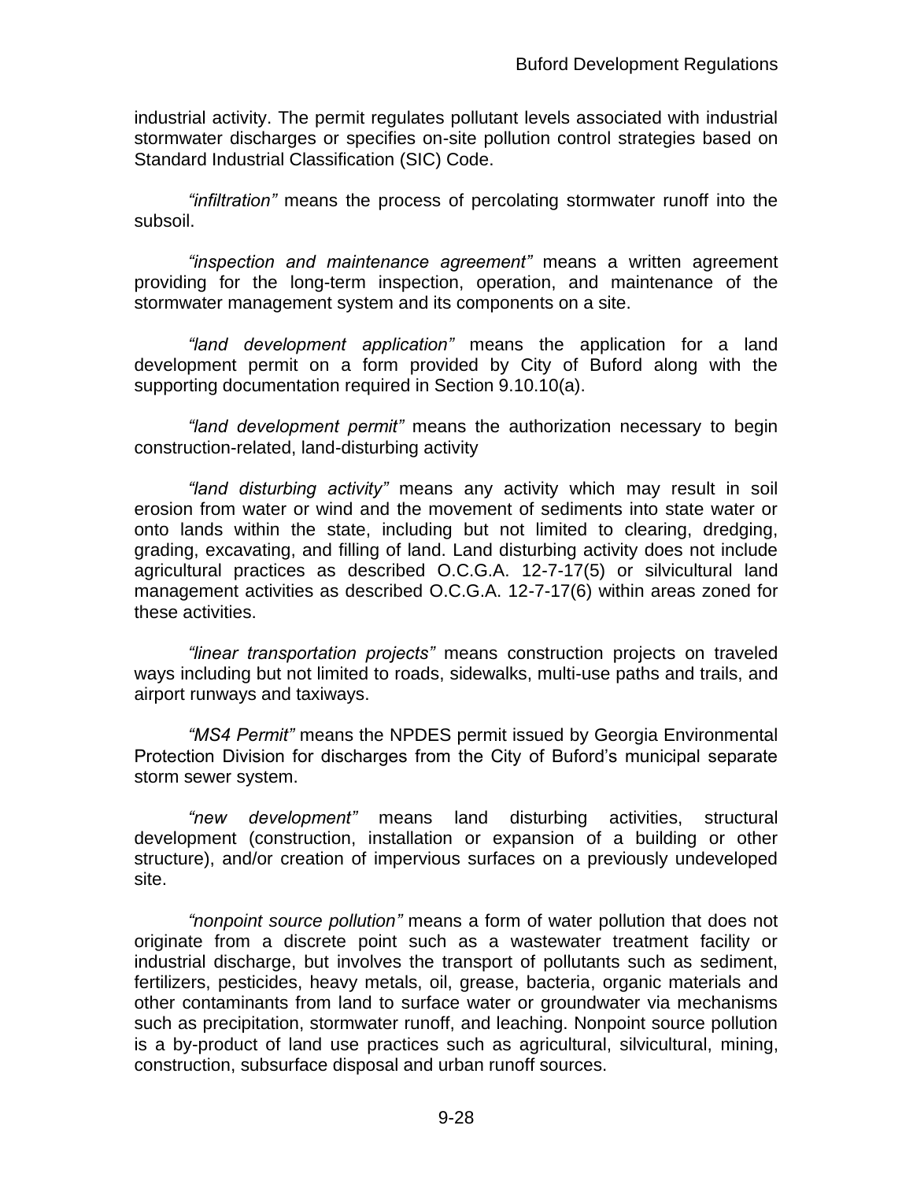industrial activity. The permit regulates pollutant levels associated with industrial stormwater discharges or specifies on-site pollution control strategies based on Standard Industrial Classification (SIC) Code.

*"infiltration"* means the process of percolating stormwater runoff into the subsoil.

*"inspection and maintenance agreement"* means a written agreement providing for the long-term inspection, operation, and maintenance of the stormwater management system and its components on a site.

*"land development application"* means the application for a land development permit on a form provided by City of Buford along with the supporting documentation required in Section 9.10.10(a).

*"land development permit"* means the authorization necessary to begin construction-related, land-disturbing activity

*"land disturbing activity"* means any activity which may result in soil erosion from water or wind and the movement of sediments into state water or onto lands within the state, including but not limited to clearing, dredging, grading, excavating, and filling of land. Land disturbing activity does not include agricultural practices as described O.C.G.A. 12-7-17(5) or silvicultural land management activities as described O.C.G.A. 12-7-17(6) within areas zoned for these activities.

*"linear transportation projects"* means construction projects on traveled ways including but not limited to roads, sidewalks, multi-use paths and trails, and airport runways and taxiways.

*"MS4 Permit"* means the NPDES permit issued by Georgia Environmental Protection Division for discharges from the City of Buford's municipal separate storm sewer system.

*"new development"* means land disturbing activities, structural development (construction, installation or expansion of a building or other structure), and/or creation of impervious surfaces on a previously undeveloped site.

*"nonpoint source pollution"* means a form of water pollution that does not originate from a discrete point such as a wastewater treatment facility or industrial discharge, but involves the transport of pollutants such as sediment, fertilizers, pesticides, heavy metals, oil, grease, bacteria, organic materials and other contaminants from land to surface water or groundwater via mechanisms such as precipitation, stormwater runoff, and leaching. Nonpoint source pollution is a by-product of land use practices such as agricultural, silvicultural, mining, construction, subsurface disposal and urban runoff sources.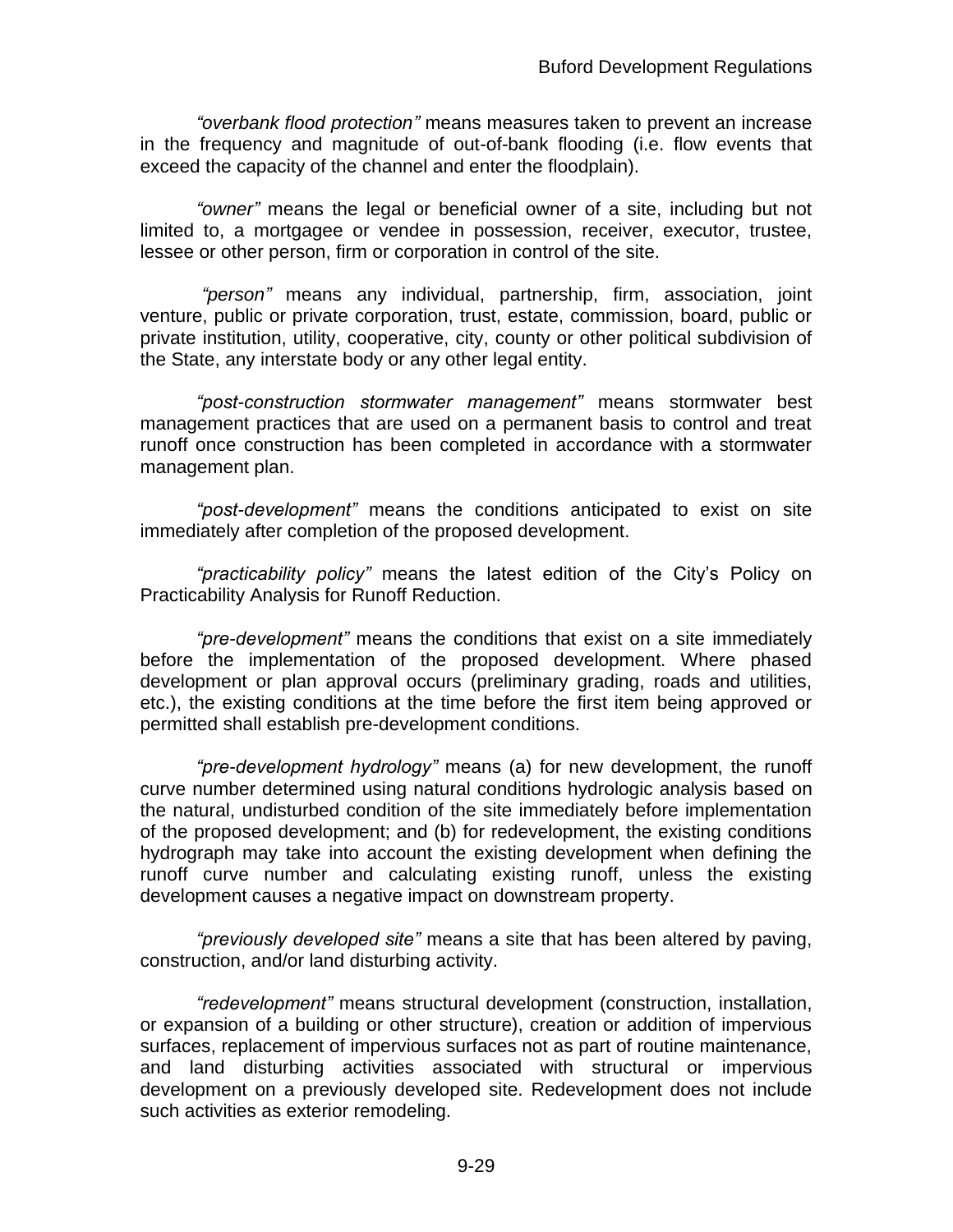*"overbank flood protection"* means measures taken to prevent an increase in the frequency and magnitude of out-of-bank flooding (i.e. flow events that exceed the capacity of the channel and enter the floodplain).

*"owner"* means the legal or beneficial owner of a site, including but not limited to, a mortgagee or vendee in possession, receiver, executor, trustee, lessee or other person, firm or corporation in control of the site.

*"person"* means any individual, partnership, firm, association, joint venture, public or private corporation, trust, estate, commission, board, public or private institution, utility, cooperative, city, county or other political subdivision of the State, any interstate body or any other legal entity.

*"post-construction stormwater management"* means stormwater best management practices that are used on a permanent basis to control and treat runoff once construction has been completed in accordance with a stormwater management plan.

*"post-development"* means the conditions anticipated to exist on site immediately after completion of the proposed development.

*"practicability policy"* means the latest edition of the City's Policy on Practicability Analysis for Runoff Reduction.

*"pre-development"* means the conditions that exist on a site immediately before the implementation of the proposed development. Where phased development or plan approval occurs (preliminary grading, roads and utilities, etc.), the existing conditions at the time before the first item being approved or permitted shall establish pre-development conditions.

*"pre-development hydrology"* means (a) for new development, the runoff curve number determined using natural conditions hydrologic analysis based on the natural, undisturbed condition of the site immediately before implementation of the proposed development; and (b) for redevelopment, the existing conditions hydrograph may take into account the existing development when defining the runoff curve number and calculating existing runoff, unless the existing development causes a negative impact on downstream property.

*"previously developed site"* means a site that has been altered by paving, construction, and/or land disturbing activity.

*"redevelopment"* means structural development (construction, installation, or expansion of a building or other structure), creation or addition of impervious surfaces, replacement of impervious surfaces not as part of routine maintenance, and land disturbing activities associated with structural or impervious development on a previously developed site. Redevelopment does not include such activities as exterior remodeling.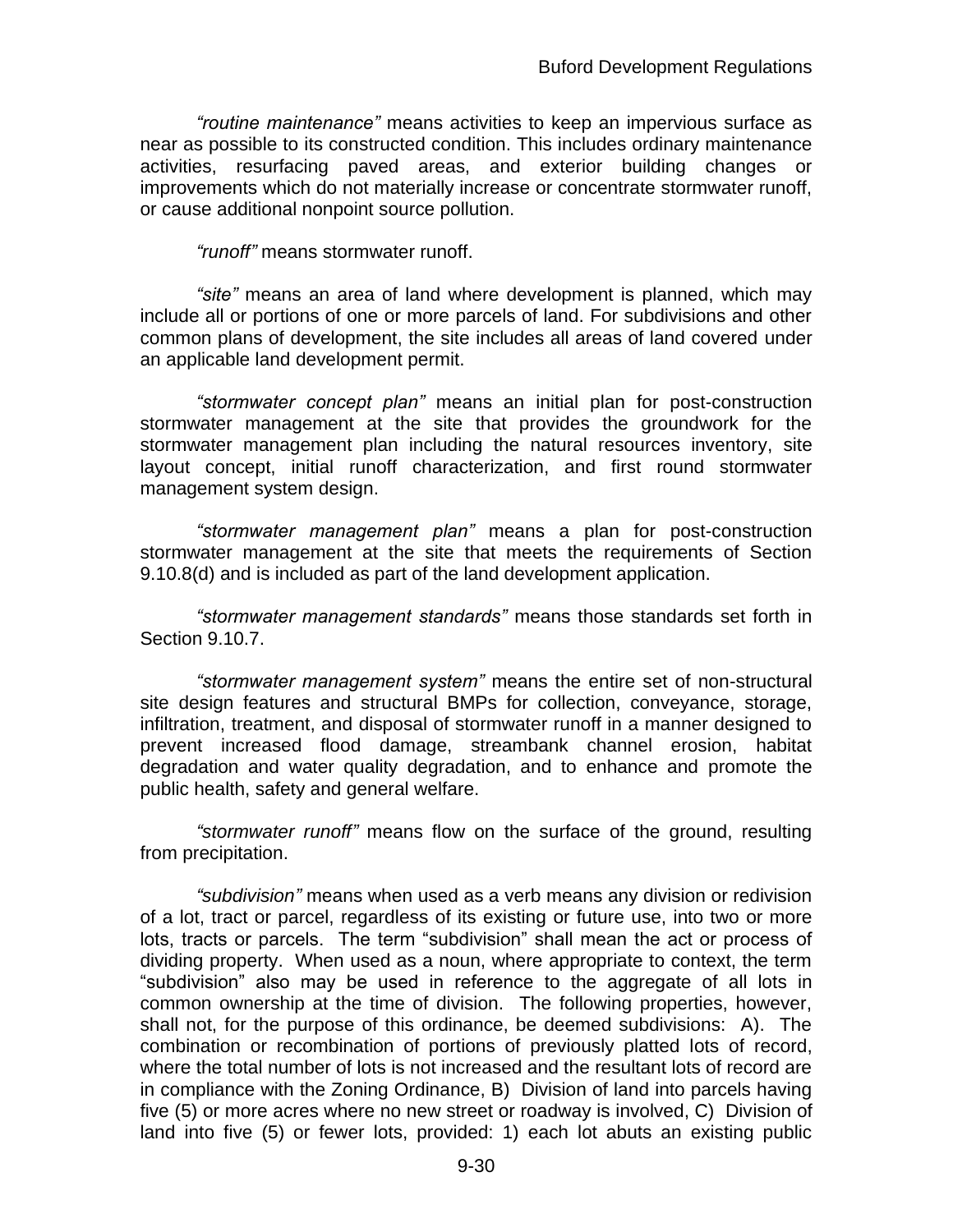*"routine maintenance"* means activities to keep an impervious surface as near as possible to its constructed condition. This includes ordinary maintenance activities, resurfacing paved areas, and exterior building changes or improvements which do not materially increase or concentrate stormwater runoff, or cause additional nonpoint source pollution.

*"runoff"* means stormwater runoff.

*"site"* means an area of land where development is planned, which may include all or portions of one or more parcels of land. For subdivisions and other common plans of development, the site includes all areas of land covered under an applicable land development permit.

*"stormwater concept plan"* means an initial plan for post-construction stormwater management at the site that provides the groundwork for the stormwater management plan including the natural resources inventory, site layout concept, initial runoff characterization, and first round stormwater management system design.

*"stormwater management plan"* means a plan for post-construction stormwater management at the site that meets the requirements of Section 9.10.8(d) and is included as part of the land development application.

*"stormwater management standards"* means those standards set forth in Section 9.10.7.

*"stormwater management system"* means the entire set of non-structural site design features and structural BMPs for collection, conveyance, storage, infiltration, treatment, and disposal of stormwater runoff in a manner designed to prevent increased flood damage, streambank channel erosion, habitat degradation and water quality degradation, and to enhance and promote the public health, safety and general welfare.

*"stormwater runoff"* means flow on the surface of the ground, resulting from precipitation.

*"subdivision"* means when used as a verb means any division or redivision of a lot, tract or parcel, regardless of its existing or future use, into two or more lots, tracts or parcels. The term "subdivision" shall mean the act or process of dividing property. When used as a noun, where appropriate to context, the term "subdivision" also may be used in reference to the aggregate of all lots in common ownership at the time of division. The following properties, however, shall not, for the purpose of this ordinance, be deemed subdivisions: A). The combination or recombination of portions of previously platted lots of record, where the total number of lots is not increased and the resultant lots of record are in compliance with the Zoning Ordinance, B) Division of land into parcels having five (5) or more acres where no new street or roadway is involved, C) Division of land into five (5) or fewer lots, provided: 1) each lot abuts an existing public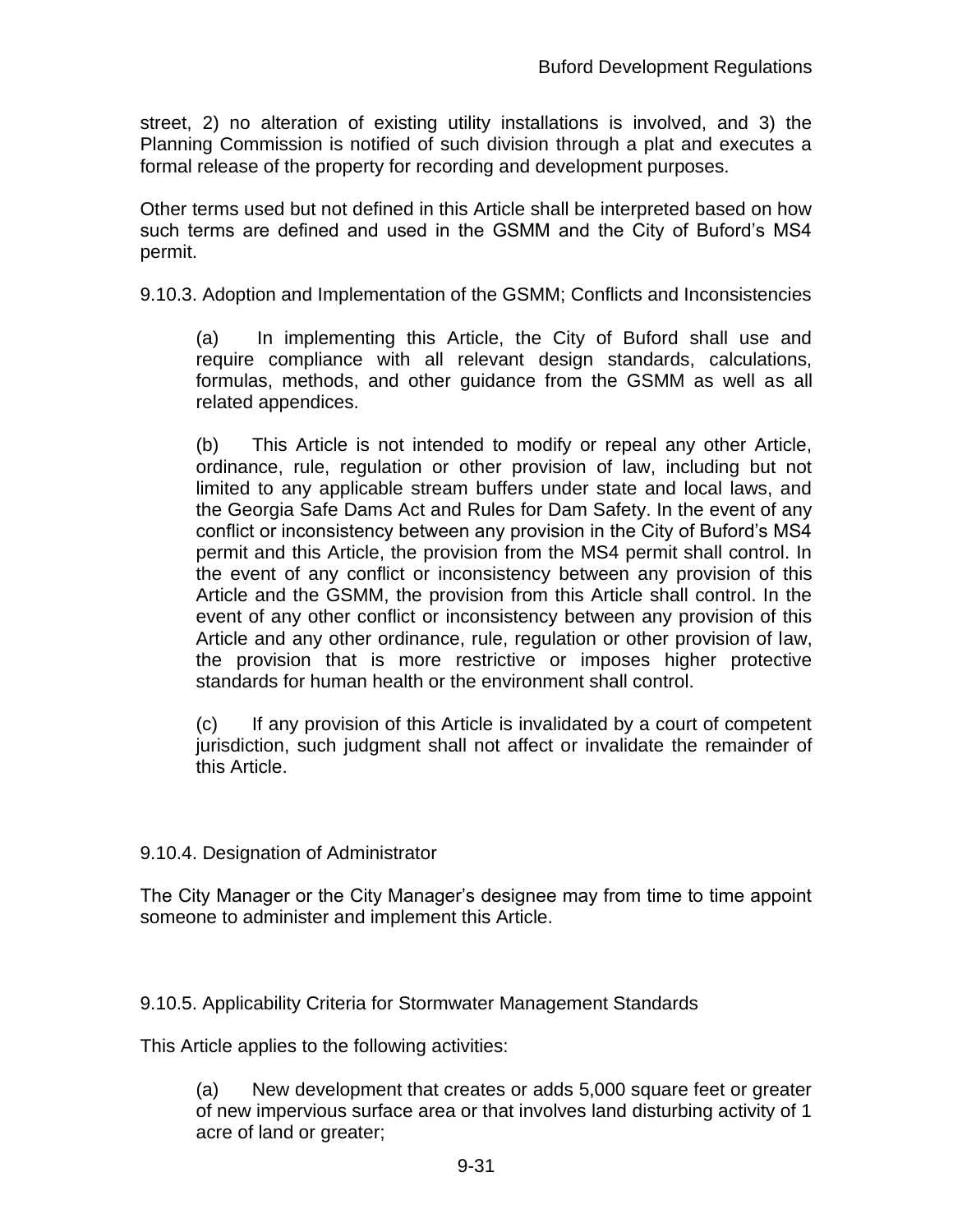street, 2) no alteration of existing utility installations is involved, and 3) the Planning Commission is notified of such division through a plat and executes a formal release of the property for recording and development purposes.

Other terms used but not defined in this Article shall be interpreted based on how such terms are defined and used in the GSMM and the City of Buford's MS4 permit.

### 9.10.3. Adoption and Implementation of the GSMM; Conflicts and Inconsistencies

(a) In implementing this Article, the City of Buford shall use and require compliance with all relevant design standards, calculations, formulas, methods, and other guidance from the GSMM as well as all related appendices.

(b) This Article is not intended to modify or repeal any other Article, ordinance, rule, regulation or other provision of law, including but not limited to any applicable stream buffers under state and local laws, and the Georgia Safe Dams Act and Rules for Dam Safety. In the event of any conflict or inconsistency between any provision in the City of Buford's MS4 permit and this Article, the provision from the MS4 permit shall control. In the event of any conflict or inconsistency between any provision of this Article and the GSMM, the provision from this Article shall control. In the event of any other conflict or inconsistency between any provision of this Article and any other ordinance, rule, regulation or other provision of law, the provision that is more restrictive or imposes higher protective standards for human health or the environment shall control.

(c) If any provision of this Article is invalidated by a court of competent jurisdiction, such judgment shall not affect or invalidate the remainder of this Article.

### 9.10.4. Designation of Administrator

The City Manager or the City Manager's designee may from time to time appoint someone to administer and implement this Article.

### 9.10.5. Applicability Criteria for Stormwater Management Standards

This Article applies to the following activities:

(a) New development that creates or adds 5,000 square feet or greater of new impervious surface area or that involves land disturbing activity of 1 acre of land or greater;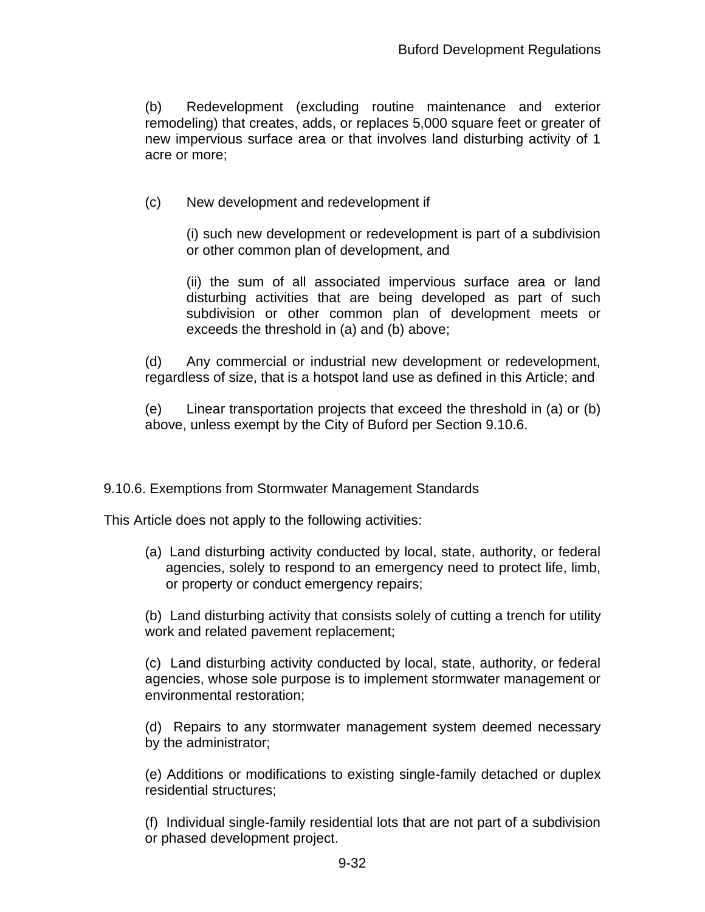(b) Redevelopment (excluding routine maintenance and exterior remodeling) that creates, adds, or replaces 5,000 square feet or greater of new impervious surface area or that involves land disturbing activity of 1 acre or more;

(c) New development and redevelopment if

(i) such new development or redevelopment is part of a subdivision or other common plan of development, and

(ii) the sum of all associated impervious surface area or land disturbing activities that are being developed as part of such subdivision or other common plan of development meets or exceeds the threshold in (a) and (b) above;

(d) Any commercial or industrial new development or redevelopment, regardless of size, that is a hotspot land use as defined in this Article; and

(e) Linear transportation projects that exceed the threshold in (a) or (b) above, unless exempt by the City of Buford per Section 9.10.6.

### 9.10.6. Exemptions from Stormwater Management Standards

This Article does not apply to the following activities:

(a) Land disturbing activity conducted by local, state, authority, or federal agencies, solely to respond to an emergency need to protect life, limb, or property or conduct emergency repairs;

(b) Land disturbing activity that consists solely of cutting a trench for utility work and related pavement replacement;

(c) Land disturbing activity conducted by local, state, authority, or federal agencies, whose sole purpose is to implement stormwater management or environmental restoration;

(d) Repairs to any stormwater management system deemed necessary by the administrator;

(e) Additions or modifications to existing single-family detached or duplex residential structures;

(f) Individual single-family residential lots that are not part of a subdivision or phased development project.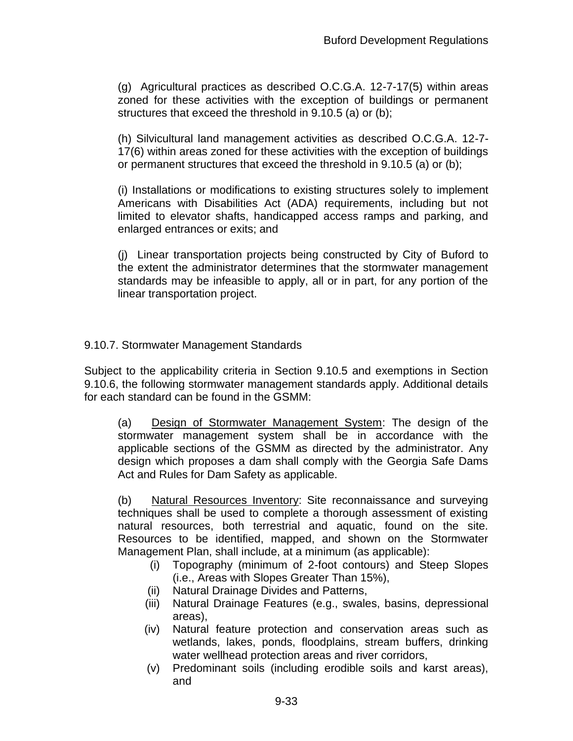(g) Agricultural practices as described O.C.G.A. 12-7-17(5) within areas zoned for these activities with the exception of buildings or permanent structures that exceed the threshold in 9.10.5 (a) or (b);

(h) Silvicultural land management activities as described O.C.G.A. 12-7-17(6) within areas zoned for these activities with the exception of buildings or permanent structures that exceed the threshold in 9.10.5 (a) or (b);

(i) Installations or modifications to existing structures solely to implement Americans with Disabilities Act (ADA) requirements, including but not limited to elevator shafts, handicapped access ramps and parking, and enlarged entrances or exits; and

(j) Linear transportation projects being constructed by City of Buford to the extent the administrator determines that the stormwater management standards may be infeasible to apply, all or in part, for any portion of the linear transportation project.

9.10.7. Stormwater Management Standards

Subject to the applicability criteria in Section 9.10.5 and exemptions in Section 9.10.6, the following stormwater management standards apply. Additional details for each standard can be found in the GSMM:

(a) Design of Stormwater Management System: The design of the stormwater management system shall be in accordance with the applicable sections of the GSMM as directed by the administrator. Any design which proposes a dam shall comply with the Georgia Safe Dams Act and Rules for Dam Safety as applicable.

(b) Natural Resources Inventory: Site reconnaissance and surveying techniques shall be used to complete a thorough assessment of existing natural resources, both terrestrial and aquatic, found on the site. Resources to be identified, mapped, and shown on the Stormwater Management Plan, shall include, at a minimum (as applicable):

(i) Topography (minimum of 2-foot contours) and Steep Slopes (i.e., Areas with Slopes Greater Than 15%),

(ii) Natural Drainage Divides and Patterns,

(iii) Natural Drainage Features (e.g., swales, basins, depressional areas),

(iv) Natural feature protection and conservation areas such as wetlands, lakes, ponds, floodplains, stream buffers, drinking water wellhead protection areas and river corridors,

(v) Predominant soils (including erodible soils and karst areas), and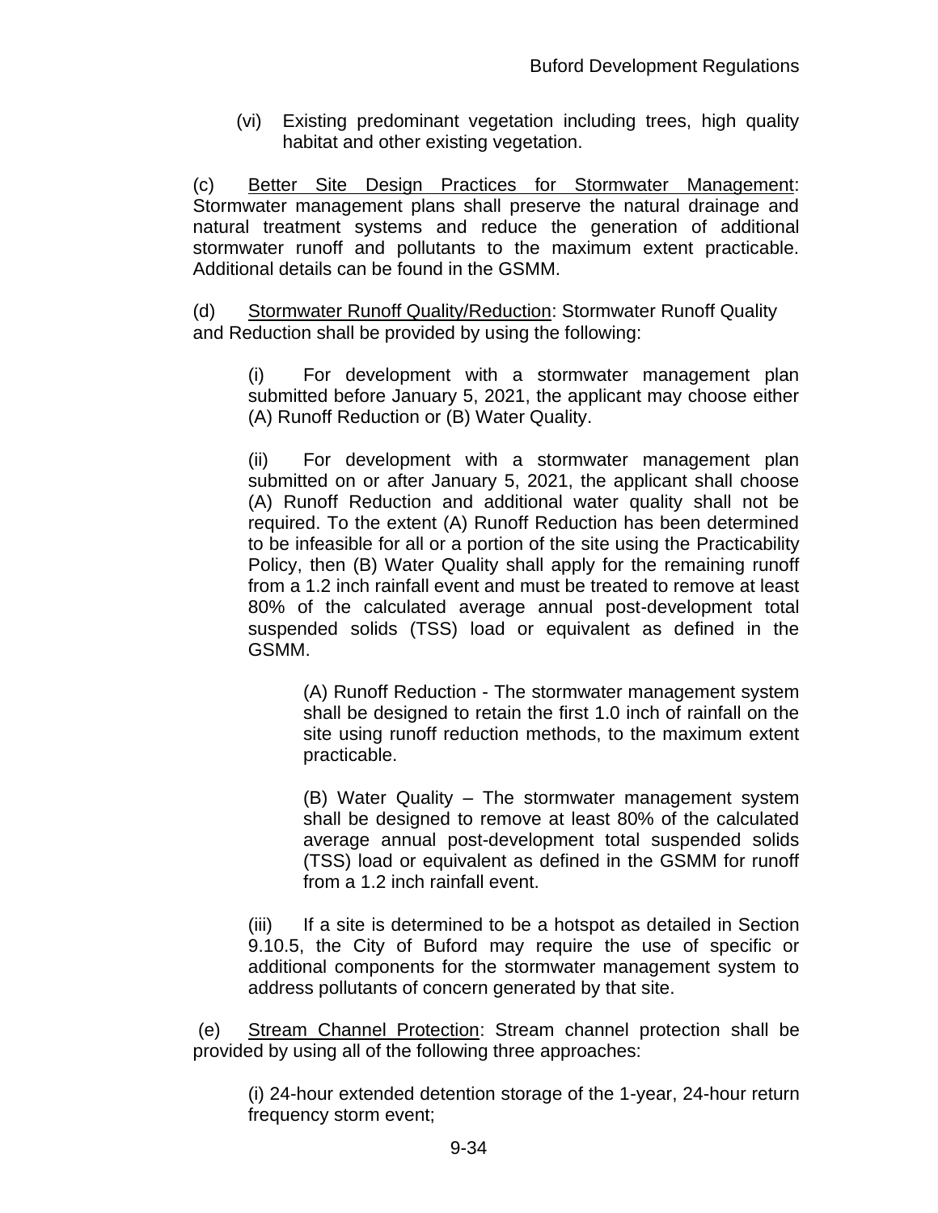(vi) Existing predominant vegetation including trees, high quality habitat and other existing vegetation.

(c) Better Site Design Practices for Stormwater Management: Stormwater management plans shall preserve the natural drainage and natural treatment systems and reduce the generation of additional stormwater runoff and pollutants to the maximum extent practicable. Additional details can be found in the GSMM.

(d) Stormwater Runoff Quality/Reduction: Stormwater Runoff Quality and Reduction shall be provided by using the following:

> (i) For development with a stormwater management plan submitted before January 5, 2021, the applicant may choose either (A) Runoff Reduction or (B) Water Quality.
>
> (ii) For development with a stormwater management plan submitted on or after January 5, 2021, the applicant shall choose (A) Runoff Reduction and additional water quality shall not be required. To the extent (A) Runoff Reduction has been determined to be infeasible for all or a portion of the site using the Practicability Policy, then (B) Water Quality shall apply for the remaining runoff from a 1.2 inch rainfall event and must be treated to remove at least 80% of the calculated average annual post-development total suspended solids (TSS) load or equivalent as defined in the GSMM.
>
> > (A) Runoff Reduction - The stormwater management system shall be designed to retain the first 1.0 inch of rainfall on the site using runoff reduction methods, to the maximum extent practicable.
> >
> > (B) Water Quality – The stormwater management system shall be designed to remove at least 80% of the calculated average annual post-development total suspended solids (TSS) load or equivalent as defined in the GSMM for runoff from a 1.2 inch rainfall event.
>
> (iii) If a site is determined to be a hotspot as detailed in Section 9.10.5, the City of Buford may require the use of specific or additional components for the stormwater management system to address pollutants of concern generated by that site.

(e) Stream Channel Protection: Stream channel protection shall be provided by using all of the following three approaches:

> (i) 24-hour extended detention storage of the 1-year, 24-hour return frequency storm event;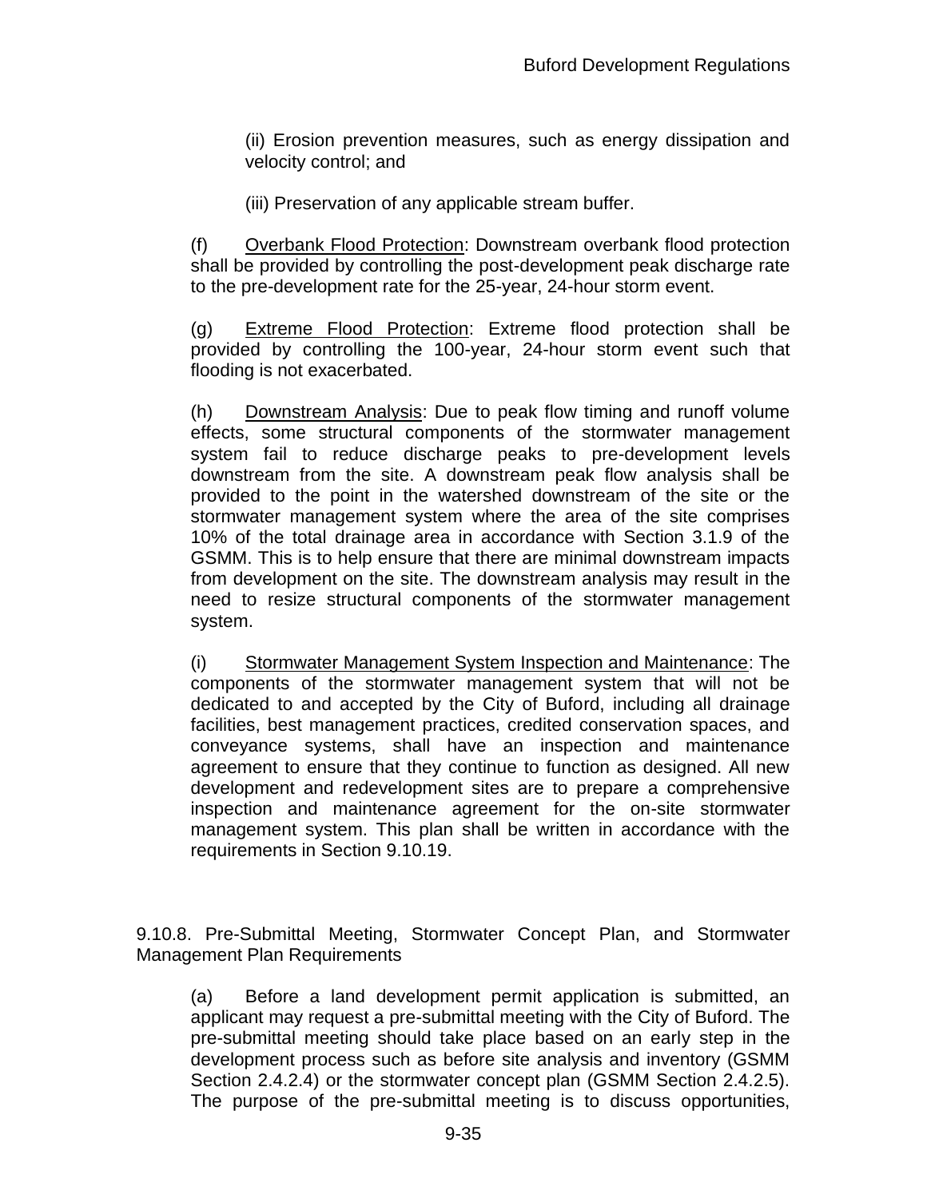(ii) Erosion prevention measures, such as energy dissipation and velocity control; and

(iii) Preservation of any applicable stream buffer.

(f) Overbank Flood Protection: Downstream overbank flood protection shall be provided by controlling the post-development peak discharge rate to the pre-development rate for the 25-year, 24-hour storm event.

(g) Extreme Flood Protection: Extreme flood protection shall be provided by controlling the 100-year, 24-hour storm event such that flooding is not exacerbated.

(h) Downstream Analysis: Due to peak flow timing and runoff volume effects, some structural components of the stormwater management system fail to reduce discharge peaks to pre-development levels downstream from the site. A downstream peak flow analysis shall be provided to the point in the watershed downstream of the site or the stormwater management system where the area of the site comprises 10% of the total drainage area in accordance with Section 3.1.9 of the GSMM. This is to help ensure that there are minimal downstream impacts from development on the site. The downstream analysis may result in the need to resize structural components of the stormwater management system.

(i) Stormwater Management System Inspection and Maintenance: The components of the stormwater management system that will not be dedicated to and accepted by the City of Buford, including all drainage facilities, best management practices, credited conservation spaces, and conveyance systems, shall have an inspection and maintenance agreement to ensure that they continue to function as designed. All new development and redevelopment sites are to prepare a comprehensive inspection and maintenance agreement for the on-site stormwater management system. This plan shall be written in accordance with the requirements in Section 9.10.19.

9.10.8. Pre-Submittal Meeting, Stormwater Concept Plan, and Stormwater Management Plan Requirements

(a) Before a land development permit application is submitted, an applicant may request a pre-submittal meeting with the City of Buford. The pre-submittal meeting should take place based on an early step in the development process such as before site analysis and inventory (GSMM Section 2.4.2.4) or the stormwater concept plan (GSMM Section 2.4.2.5). The purpose of the pre-submittal meeting is to discuss opportunities,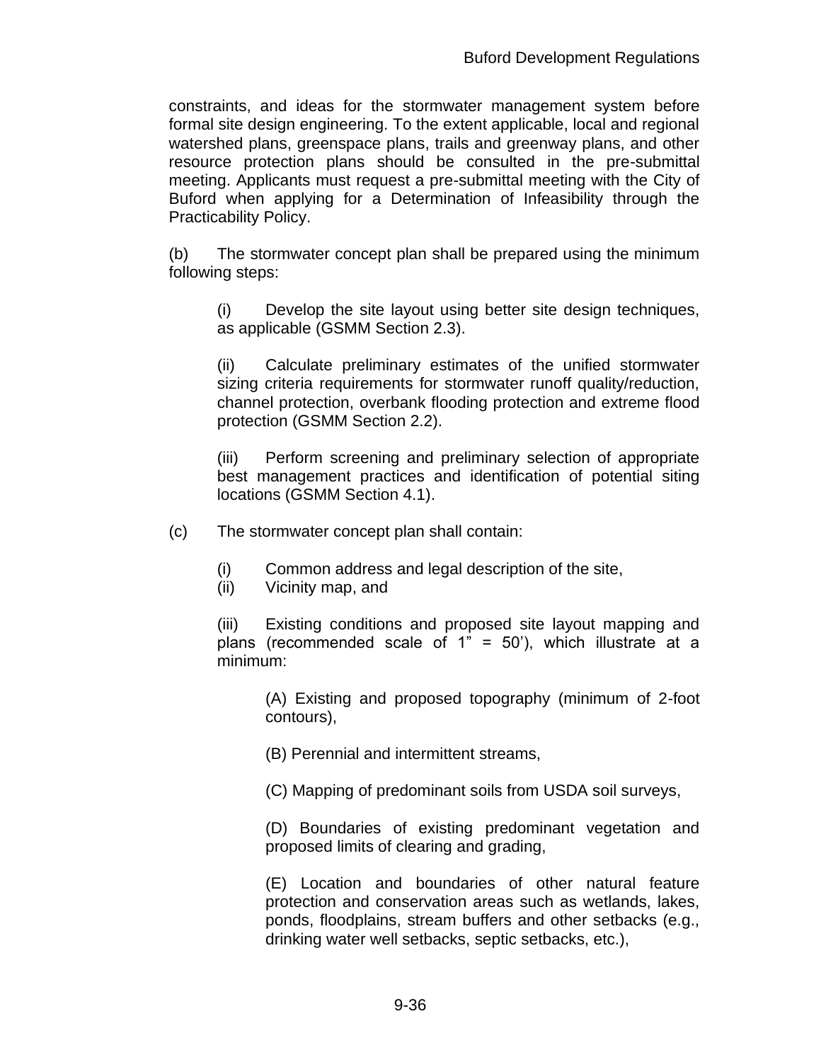constraints, and ideas for the stormwater management system before formal site design engineering. To the extent applicable, local and regional watershed plans, greenspace plans, trails and greenway plans, and other resource protection plans should be consulted in the pre-submittal meeting. Applicants must request a pre-submittal meeting with the City of Buford when applying for a Determination of Infeasibility through the Practicability Policy.

(b) The stormwater concept plan shall be prepared using the minimum following steps:

> (i) Develop the site layout using better site design techniques, as applicable (GSMM Section 2.3).
>
> (ii) Calculate preliminary estimates of the unified stormwater sizing criteria requirements for stormwater runoff quality/reduction, channel protection, overbank flooding protection and extreme flood protection (GSMM Section 2.2).
>
> (iii) Perform screening and preliminary selection of appropriate best management practices and identification of potential siting locations (GSMM Section 4.1).

(c) The stormwater concept plan shall contain:

> (i) Common address and legal description of the site,
> (ii) Vicinity map, and
>
> (iii) Existing conditions and proposed site layout mapping and plans (recommended scale of 1" = 50'), which illustrate at a minimum:
>
> > (A) Existing and proposed topography (minimum of 2-foot contours),
> >
> > (B) Perennial and intermittent streams,
> >
> > (C) Mapping of predominant soils from USDA soil surveys,
> >
> > (D) Boundaries of existing predominant vegetation and proposed limits of clearing and grading,
> >
> > (E) Location and boundaries of other natural feature protection and conservation areas such as wetlands, lakes, ponds, floodplains, stream buffers and other setbacks (e.g., drinking water well setbacks, septic setbacks, etc.),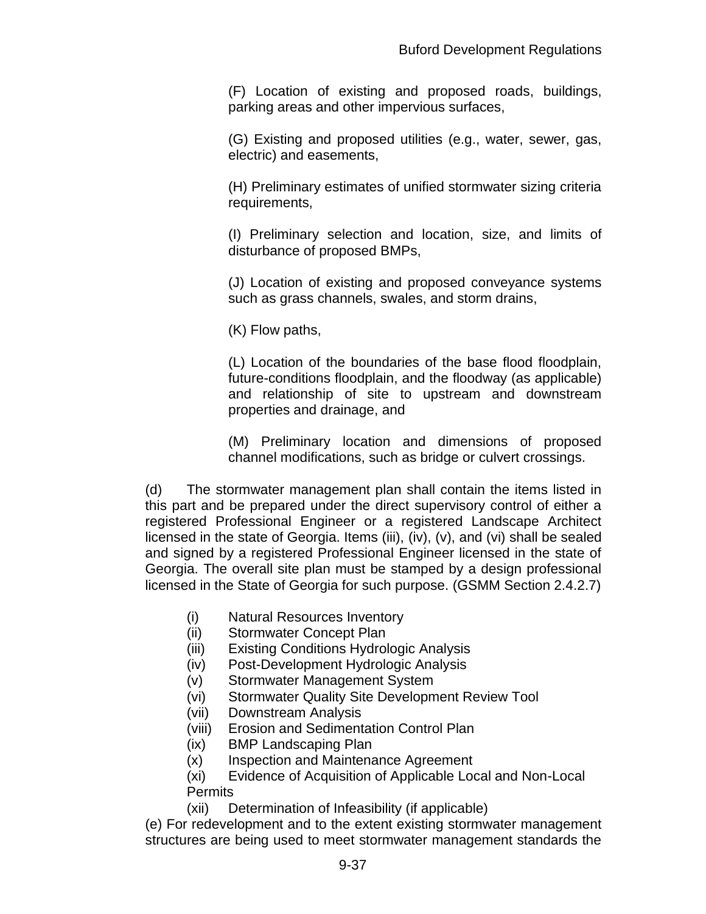(F) Location of existing and proposed roads, buildings, parking areas and other impervious surfaces,

(G) Existing and proposed utilities (e.g., water, sewer, gas, electric) and easements,

(H) Preliminary estimates of unified stormwater sizing criteria requirements,

(I) Preliminary selection and location, size, and limits of disturbance of proposed BMPs,

(J) Location of existing and proposed conveyance systems such as grass channels, swales, and storm drains,

(K) Flow paths,

(L) Location of the boundaries of the base flood floodplain, future-conditions floodplain, and the floodway (as applicable) and relationship of site to upstream and downstream properties and drainage, and

(M) Preliminary location and dimensions of proposed channel modifications, such as bridge or culvert crossings.

(d) The stormwater management plan shall contain the items listed in this part and be prepared under the direct supervisory control of either a registered Professional Engineer or a registered Landscape Architect licensed in the state of Georgia. Items (iii), (iv), (v), and (vi) shall be sealed and signed by a registered Professional Engineer licensed in the state of Georgia. The overall site plan must be stamped by a design professional licensed in the State of Georgia for such purpose. (GSMM Section 2.4.2.7)

(i) Natural Resources Inventory
(ii) Stormwater Concept Plan
(iii) Existing Conditions Hydrologic Analysis
(iv) Post-Development Hydrologic Analysis
(v) Stormwater Management System
(vi) Stormwater Quality Site Development Review Tool
(vii) Downstream Analysis
(viii) Erosion and Sedimentation Control Plan
(ix) BMP Landscaping Plan
(x) Inspection and Maintenance Agreement
(xi) Evidence of Acquisition of Applicable Local and Non-Local Permits
(xii) Determination of Infeasibility (if applicable)

(e) For redevelopment and to the extent existing stormwater management structures are being used to meet stormwater management standards the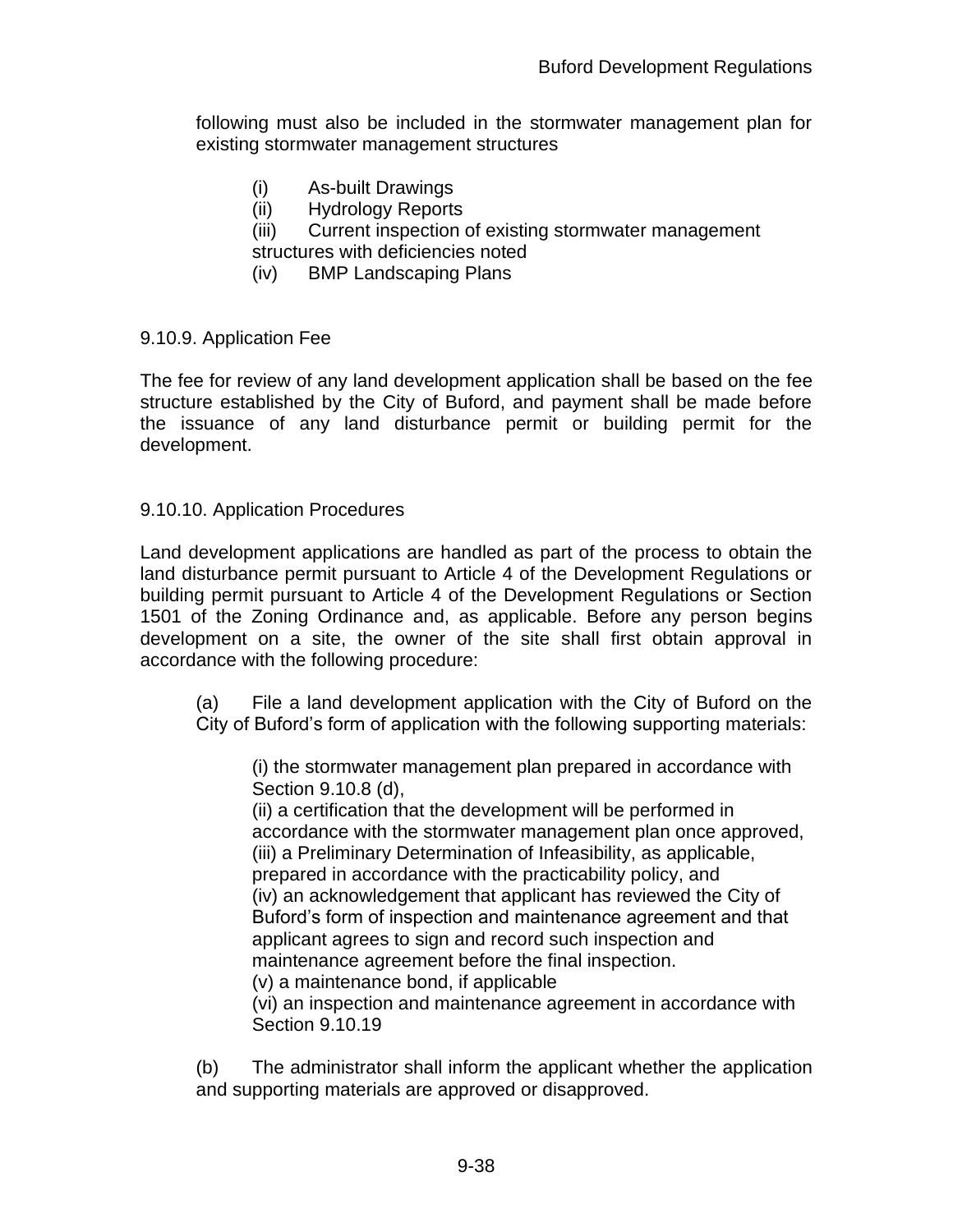following must also be included in the stormwater management plan for existing stormwater management structures

(i) As-built Drawings
(ii) Hydrology Reports
(iii) Current inspection of existing stormwater management structures with deficiencies noted
(iv) BMP Landscaping Plans

9.10.9. Application Fee

The fee for review of any land development application shall be based on the fee structure established by the City of Buford, and payment shall be made before the issuance of any land disturbance permit or building permit for the development.

9.10.10. Application Procedures

Land development applications are handled as part of the process to obtain the land disturbance permit pursuant to Article 4 of the Development Regulations or building permit pursuant to Article 4 of the Development Regulations or Section 1501 of the Zoning Ordinance and, as applicable. Before any person begins development on a site, the owner of the site shall first obtain approval in accordance with the following procedure:

(a) File a land development application with the City of Buford on the City of Buford's form of application with the following supporting materials:

(i) the stormwater management plan prepared in accordance with Section 9.10.8 (d),
(ii) a certification that the development will be performed in accordance with the stormwater management plan once approved,
(iii) a Preliminary Determination of Infeasibility, as applicable, prepared in accordance with the practicability policy, and
(iv) an acknowledgement that applicant has reviewed the City of Buford's form of inspection and maintenance agreement and that applicant agrees to sign and record such inspection and maintenance agreement before the final inspection.
(v) a maintenance bond, if applicable
(vi) an inspection and maintenance agreement in accordance with Section 9.10.19

(b) The administrator shall inform the applicant whether the application and supporting materials are approved or disapproved.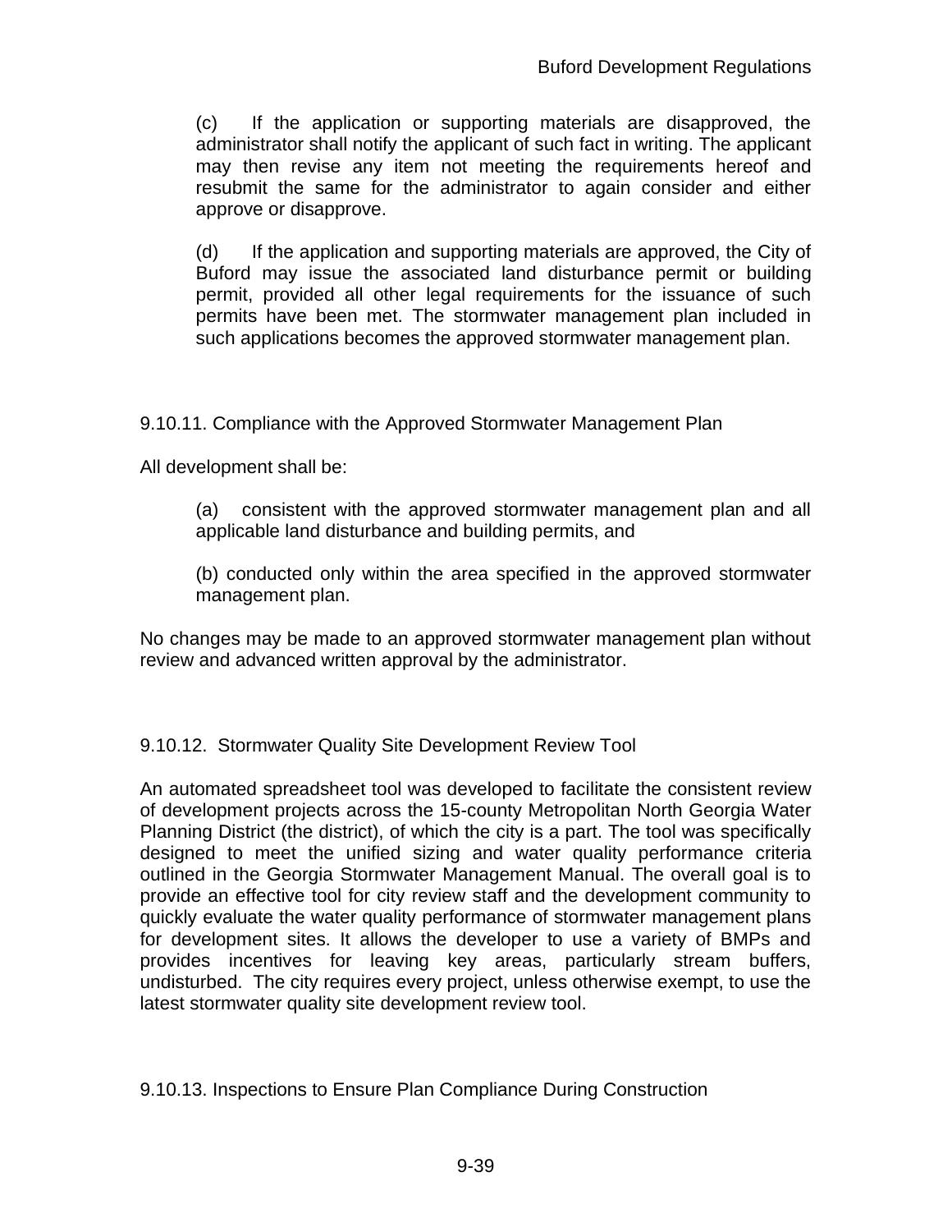(c) If the application or supporting materials are disapproved, the administrator shall notify the applicant of such fact in writing. The applicant may then revise any item not meeting the requirements hereof and resubmit the same for the administrator to again consider and either approve or disapprove.

(d) If the application and supporting materials are approved, the City of Buford may issue the associated land disturbance permit or building permit, provided all other legal requirements for the issuance of such permits have been met. The stormwater management plan included in such applications becomes the approved stormwater management plan.

### 9.10.11. Compliance with the Approved Stormwater Management Plan

All development shall be:

(a) consistent with the approved stormwater management plan and all applicable land disturbance and building permits, and

(b) conducted only within the area specified in the approved stormwater management plan.

No changes may be made to an approved stormwater management plan without review and advanced written approval by the administrator.

### 9.10.12. Stormwater Quality Site Development Review Tool

An automated spreadsheet tool was developed to facilitate the consistent review of development projects across the 15-county Metropolitan North Georgia Water Planning District (the district), of which the city is a part. The tool was specifically designed to meet the unified sizing and water quality performance criteria outlined in the Georgia Stormwater Management Manual. The overall goal is to provide an effective tool for city review staff and the development community to quickly evaluate the water quality performance of stormwater management plans for development sites. It allows the developer to use a variety of BMPs and provides incentives for leaving key areas, particularly stream buffers, undisturbed. The city requires every project, unless otherwise exempt, to use the latest stormwater quality site development review tool.

### 9.10.13. Inspections to Ensure Plan Compliance During Construction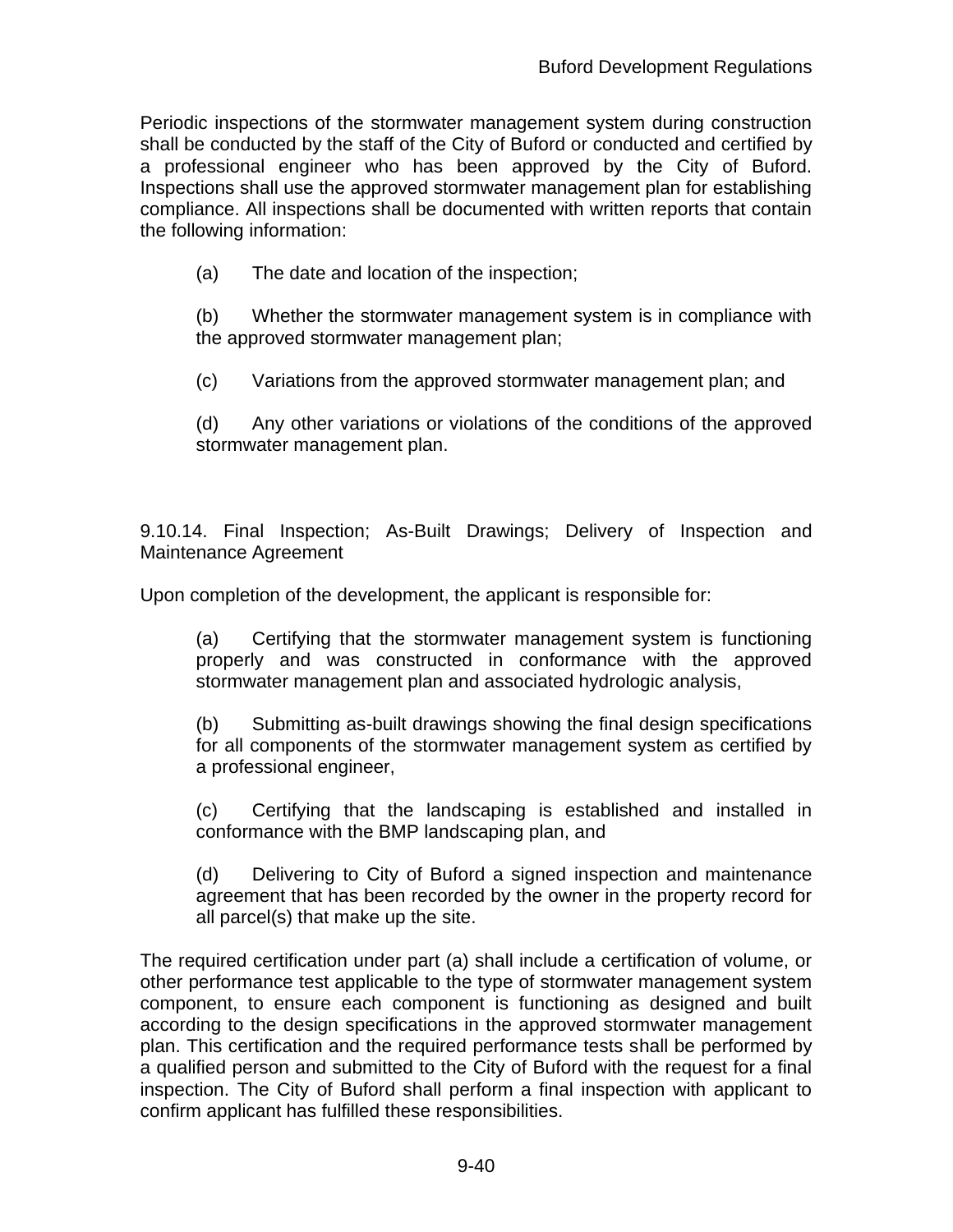Periodic inspections of the stormwater management system during construction shall be conducted by the staff of the City of Buford or conducted and certified by a professional engineer who has been approved by the City of Buford. Inspections shall use the approved stormwater management plan for establishing compliance. All inspections shall be documented with written reports that contain the following information:

(a) The date and location of the inspection;

(b) Whether the stormwater management system is in compliance with the approved stormwater management plan;

(c) Variations from the approved stormwater management plan; and

(d) Any other variations or violations of the conditions of the approved stormwater management plan.

### 9.10.14. Final Inspection; As-Built Drawings; Delivery of Inspection and Maintenance Agreement

Upon completion of the development, the applicant is responsible for:

(a) Certifying that the stormwater management system is functioning properly and was constructed in conformance with the approved stormwater management plan and associated hydrologic analysis,

(b) Submitting as-built drawings showing the final design specifications for all components of the stormwater management system as certified by a professional engineer,

(c) Certifying that the landscaping is established and installed in conformance with the BMP landscaping plan, and

(d) Delivering to City of Buford a signed inspection and maintenance agreement that has been recorded by the owner in the property record for all parcel(s) that make up the site.

The required certification under part (a) shall include a certification of volume, or other performance test applicable to the type of stormwater management system component, to ensure each component is functioning as designed and built according to the design specifications in the approved stormwater management plan. This certification and the required performance tests shall be performed by a qualified person and submitted to the City of Buford with the request for a final inspection. The City of Buford shall perform a final inspection with applicant to confirm applicant has fulfilled these responsibilities.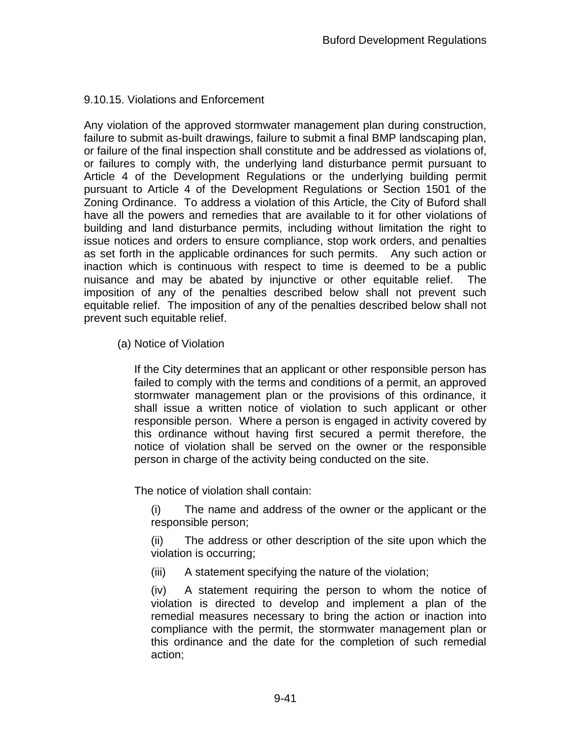### 9.10.15. Violations and Enforcement

Any violation of the approved stormwater management plan during construction, failure to submit as-built drawings, failure to submit a final BMP landscaping plan, or failure of the final inspection shall constitute and be addressed as violations of, or failures to comply with, the underlying land disturbance permit pursuant to Article 4 of the Development Regulations or the underlying building permit pursuant to Article 4 of the Development Regulations or Section 1501 of the Zoning Ordinance. To address a violation of this Article, the City of Buford shall have all the powers and remedies that are available to it for other violations of building and land disturbance permits, including without limitation the right to issue notices and orders to ensure compliance, stop work orders, and penalties as set forth in the applicable ordinances for such permits. Any such action or inaction which is continuous with respect to time is deemed to be a public nuisance and may be abated by injunctive or other equitable relief. The imposition of any of the penalties described below shall not prevent such equitable relief. The imposition of any of the penalties described below shall not prevent such equitable relief.

(a) Notice of Violation

If the City determines that an applicant or other responsible person has failed to comply with the terms and conditions of a permit, an approved stormwater management plan or the provisions of this ordinance, it shall issue a written notice of violation to such applicant or other responsible person. Where a person is engaged in activity covered by this ordinance without having first secured a permit therefore, the notice of violation shall be served on the owner or the responsible person in charge of the activity being conducted on the site.

The notice of violation shall contain:

(i) The name and address of the owner or the applicant or the responsible person;

(ii) The address or other description of the site upon which the violation is occurring;

(iii) A statement specifying the nature of the violation;

(iv) A statement requiring the person to whom the notice of violation is directed to develop and implement a plan of the remedial measures necessary to bring the action or inaction into compliance with the permit, the stormwater management plan or this ordinance and the date for the completion of such remedial action;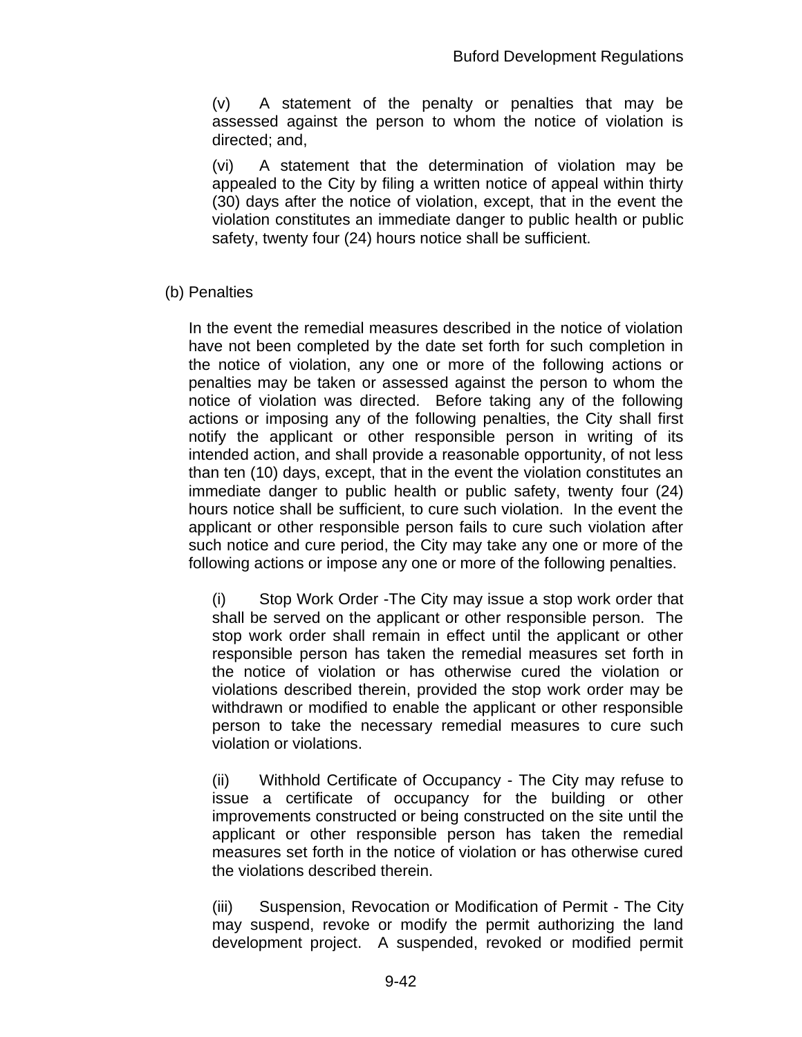(v) A statement of the penalty or penalties that may be assessed against the person to whom the notice of violation is directed; and,

(vi) A statement that the determination of violation may be appealed to the City by filing a written notice of appeal within thirty (30) days after the notice of violation, except, that in the event the violation constitutes an immediate danger to public health or public safety, twenty four (24) hours notice shall be sufficient.

(b) Penalties

In the event the remedial measures described in the notice of violation have not been completed by the date set forth for such completion in the notice of violation, any one or more of the following actions or penalties may be taken or assessed against the person to whom the notice of violation was directed. Before taking any of the following actions or imposing any of the following penalties, the City shall first notify the applicant or other responsible person in writing of its intended action, and shall provide a reasonable opportunity, of not less than ten (10) days, except, that in the event the violation constitutes an immediate danger to public health or public safety, twenty four (24) hours notice shall be sufficient, to cure such violation. In the event the applicant or other responsible person fails to cure such violation after such notice and cure period, the City may take any one or more of the following actions or impose any one or more of the following penalties.

(i) Stop Work Order -The City may issue a stop work order that shall be served on the applicant or other responsible person. The stop work order shall remain in effect until the applicant or other responsible person has taken the remedial measures set forth in the notice of violation or has otherwise cured the violation or violations described therein, provided the stop work order may be withdrawn or modified to enable the applicant or other responsible person to take the necessary remedial measures to cure such violation or violations.

(ii) Withhold Certificate of Occupancy - The City may refuse to issue a certificate of occupancy for the building or other improvements constructed or being constructed on the site until the applicant or other responsible person has taken the remedial measures set forth in the notice of violation or has otherwise cured the violations described therein.

(iii) Suspension, Revocation or Modification of Permit - The City may suspend, revoke or modify the permit authorizing the land development project. A suspended, revoked or modified permit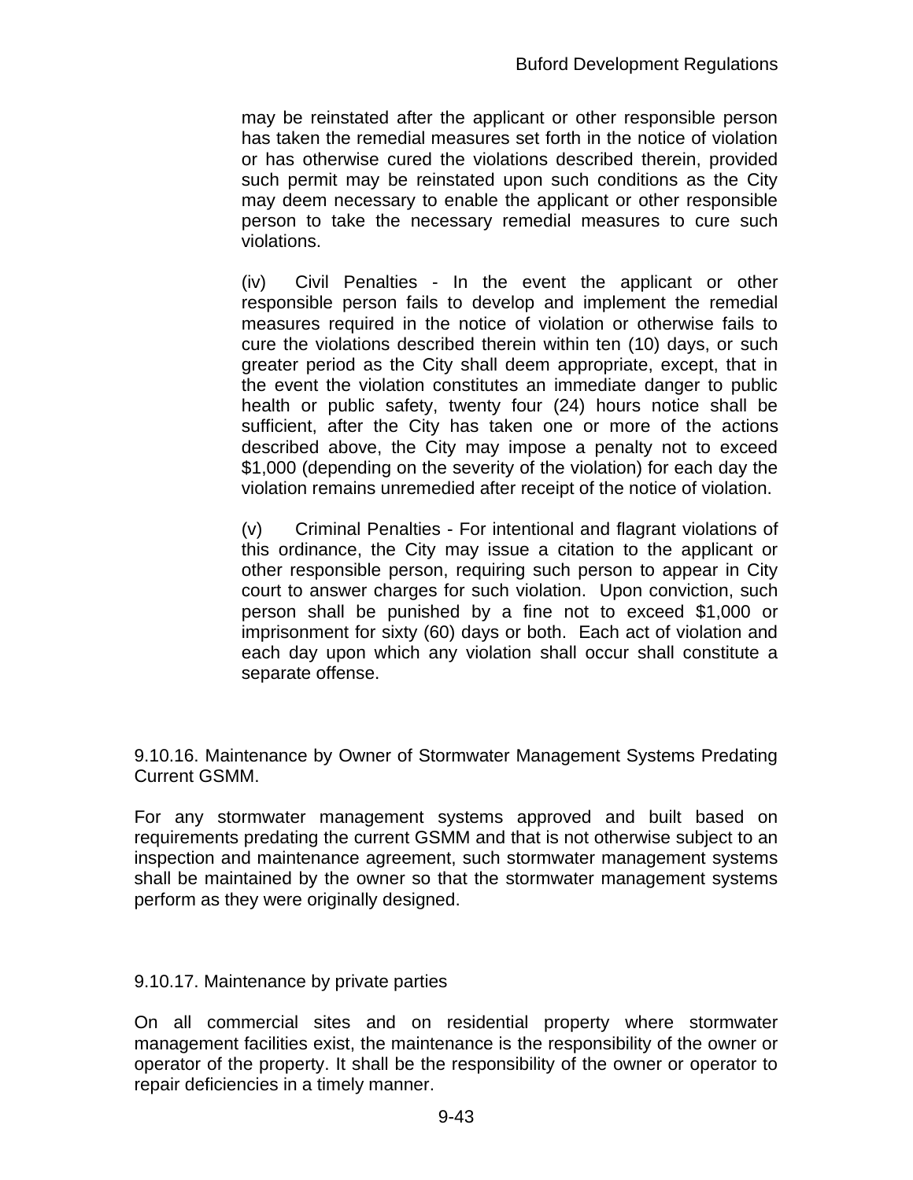may be reinstated after the applicant or other responsible person has taken the remedial measures set forth in the notice of violation or has otherwise cured the violations described therein, provided such permit may be reinstated upon such conditions as the City may deem necessary to enable the applicant or other responsible person to take the necessary remedial measures to cure such violations.

(iv) Civil Penalties - In the event the applicant or other responsible person fails to develop and implement the remedial measures required in the notice of violation or otherwise fails to cure the violations described therein within ten (10) days, or such greater period as the City shall deem appropriate, except, that in the event the violation constitutes an immediate danger to public health or public safety, twenty four (24) hours notice shall be sufficient, after the City has taken one or more of the actions described above, the City may impose a penalty not to exceed $1,000 (depending on the severity of the violation) for each day the violation remains unremedied after receipt of the notice of violation.

(v) Criminal Penalties - For intentional and flagrant violations of this ordinance, the City may issue a citation to the applicant or other responsible person, requiring such person to appear in City court to answer charges for such violation. Upon conviction, such person shall be punished by a fine not to exceed $1,000 or imprisonment for sixty (60) days or both. Each act of violation and each day upon which any violation shall occur shall constitute a separate offense.

### 9.10.16. Maintenance by Owner of Stormwater Management Systems Predating Current GSMM.

For any stormwater management systems approved and built based on requirements predating the current GSMM and that is not otherwise subject to an inspection and maintenance agreement, such stormwater management systems shall be maintained by the owner so that the stormwater management systems perform as they were originally designed.

### 9.10.17. Maintenance by private parties

On all commercial sites and on residential property where stormwater management facilities exist, the maintenance is the responsibility of the owner or operator of the property. It shall be the responsibility of the owner or operator to repair deficiencies in a timely manner.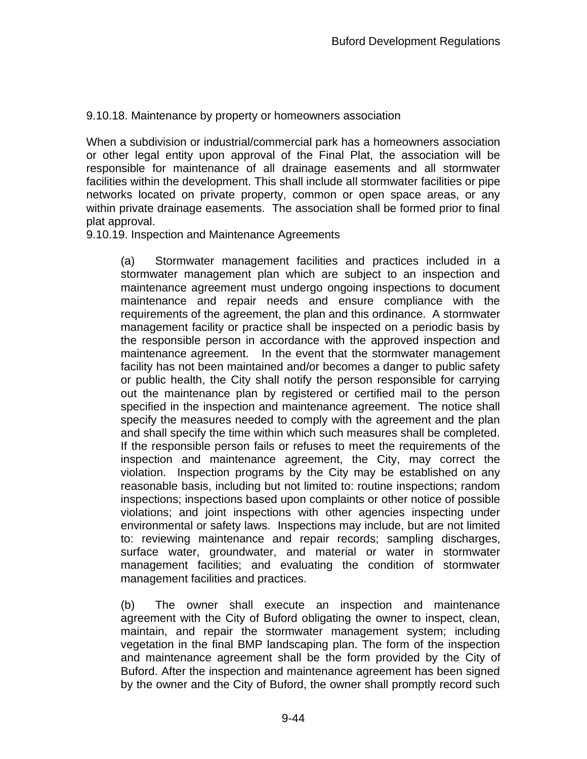9.10.18. Maintenance by property or homeowners association

When a subdivision or industrial/commercial park has a homeowners association or other legal entity upon approval of the Final Plat, the association will be responsible for maintenance of all drainage easements and all stormwater facilities within the development. This shall include all stormwater facilities or pipe networks located on private property, common or open space areas, or any within private drainage easements. The association shall be formed prior to final plat approval.

9.10.19. Inspection and Maintenance Agreements

(a) Stormwater management facilities and practices included in a stormwater management plan which are subject to an inspection and maintenance agreement must undergo ongoing inspections to document maintenance and repair needs and ensure compliance with the requirements of the agreement, the plan and this ordinance. A stormwater management facility or practice shall be inspected on a periodic basis by the responsible person in accordance with the approved inspection and maintenance agreement. In the event that the stormwater management facility has not been maintained and/or becomes a danger to public safety or public health, the City shall notify the person responsible for carrying out the maintenance plan by registered or certified mail to the person specified in the inspection and maintenance agreement. The notice shall specify the measures needed to comply with the agreement and the plan and shall specify the time within which such measures shall be completed. If the responsible person fails or refuses to meet the requirements of the inspection and maintenance agreement, the City, may correct the violation. Inspection programs by the City may be established on any reasonable basis, including but not limited to: routine inspections; random inspections; inspections based upon complaints or other notice of possible violations; and joint inspections with other agencies inspecting under environmental or safety laws. Inspections may include, but are not limited to: reviewing maintenance and repair records; sampling discharges, surface water, groundwater, and material or water in stormwater management facilities; and evaluating the condition of stormwater management facilities and practices.

(b) The owner shall execute an inspection and maintenance agreement with the City of Buford obligating the owner to inspect, clean, maintain, and repair the stormwater management system; including vegetation in the final BMP landscaping plan. The form of the inspection and maintenance agreement shall be the form provided by the City of Buford. After the inspection and maintenance agreement has been signed by the owner and the City of Buford, the owner shall promptly record such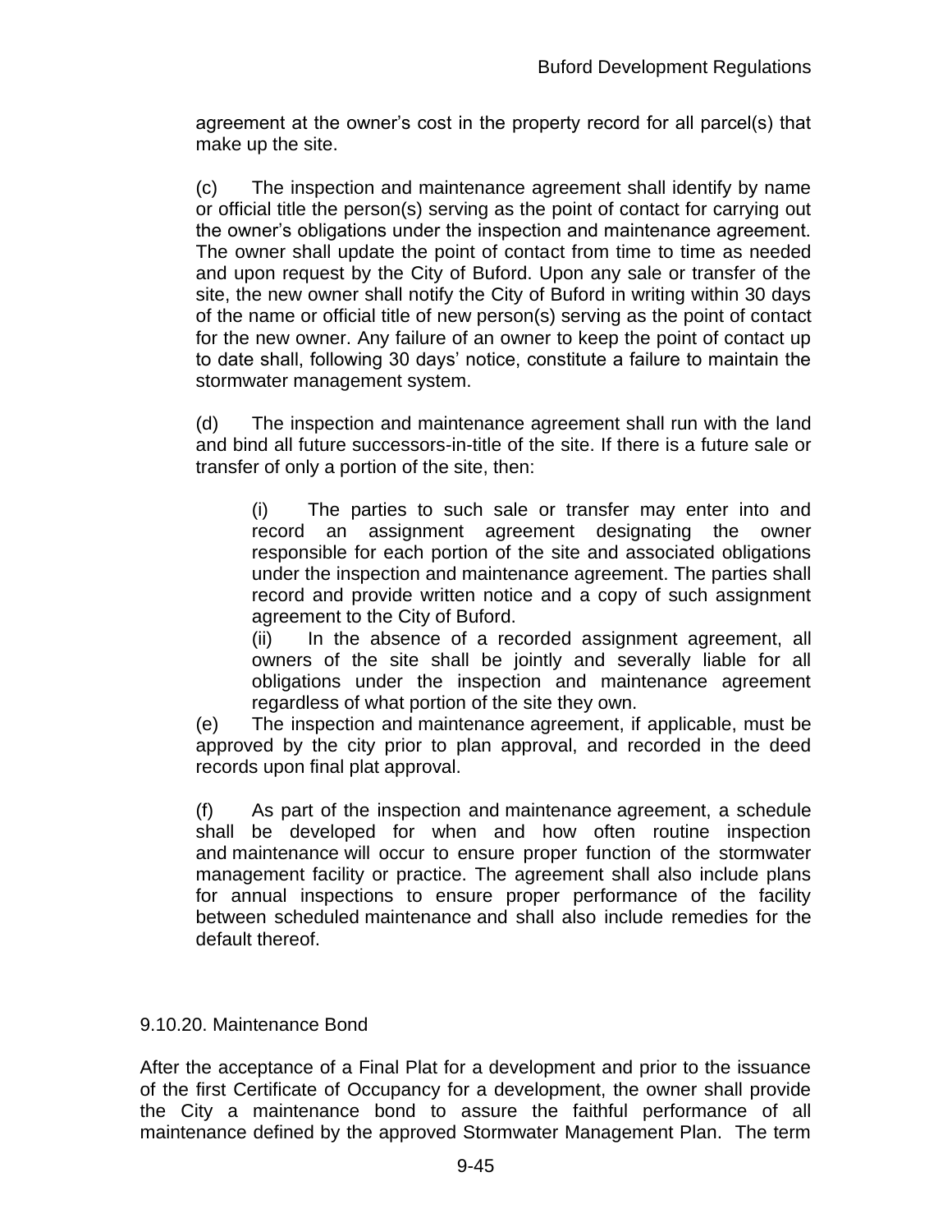agreement at the owner's cost in the property record for all parcel(s) that make up the site.

(c) The inspection and maintenance agreement shall identify by name or official title the person(s) serving as the point of contact for carrying out the owner's obligations under the inspection and maintenance agreement. The owner shall update the point of contact from time to time as needed and upon request by the City of Buford. Upon any sale or transfer of the site, the new owner shall notify the City of Buford in writing within 30 days of the name or official title of new person(s) serving as the point of contact for the new owner. Any failure of an owner to keep the point of contact up to date shall, following 30 days' notice, constitute a failure to maintain the stormwater management system.

(d) The inspection and maintenance agreement shall run with the land and bind all future successors-in-title of the site. If there is a future sale or transfer of only a portion of the site, then:

(i) The parties to such sale or transfer may enter into and record an assignment agreement designating the owner responsible for each portion of the site and associated obligations under the inspection and maintenance agreement. The parties shall record and provide written notice and a copy of such assignment agreement to the City of Buford.

(ii) In the absence of a recorded assignment agreement, all owners of the site shall be jointly and severally liable for all obligations under the inspection and maintenance agreement regardless of what portion of the site they own.

(e) The inspection and maintenance agreement, if applicable, must be approved by the city prior to plan approval, and recorded in the deed records upon final plat approval.

(f) As part of the inspection and maintenance agreement, a schedule shall be developed for when and how often routine inspection and maintenance will occur to ensure proper function of the stormwater management facility or practice. The agreement shall also include plans for annual inspections to ensure proper performance of the facility between scheduled maintenance and shall also include remedies for the default thereof.

### 9.10.20. Maintenance Bond

After the acceptance of a Final Plat for a development and prior to the issuance of the first Certificate of Occupancy for a development, the owner shall provide the City a maintenance bond to assure the faithful performance of all maintenance defined by the approved Stormwater Management Plan. The term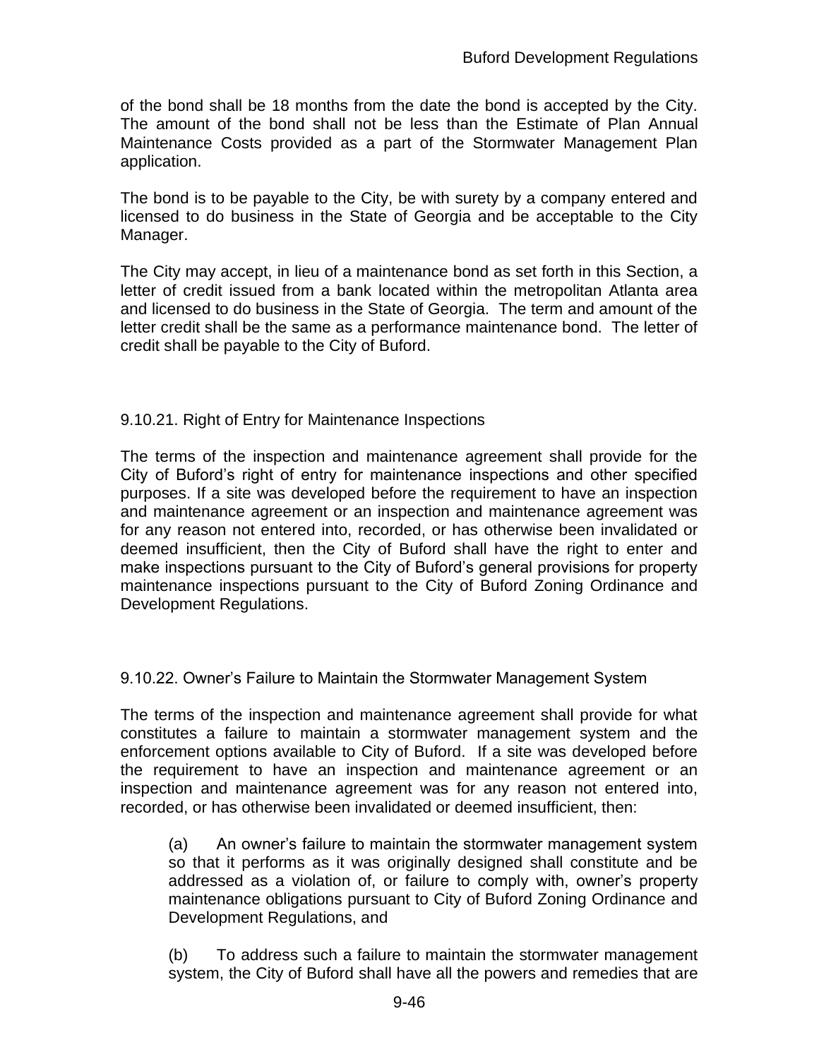of the bond shall be 18 months from the date the bond is accepted by the City. The amount of the bond shall not be less than the Estimate of Plan Annual Maintenance Costs provided as a part of the Stormwater Management Plan application.

The bond is to be payable to the City, be with surety by a company entered and licensed to do business in the State of Georgia and be acceptable to the City Manager.

The City may accept, in lieu of a maintenance bond as set forth in this Section, a letter of credit issued from a bank located within the metropolitan Atlanta area and licensed to do business in the State of Georgia. The term and amount of the letter credit shall be the same as a performance maintenance bond. The letter of credit shall be payable to the City of Buford.

### 9.10.21. Right of Entry for Maintenance Inspections

The terms of the inspection and maintenance agreement shall provide for the City of Buford's right of entry for maintenance inspections and other specified purposes. If a site was developed before the requirement to have an inspection and maintenance agreement or an inspection and maintenance agreement was for any reason not entered into, recorded, or has otherwise been invalidated or deemed insufficient, then the City of Buford shall have the right to enter and make inspections pursuant to the City of Buford's general provisions for property maintenance inspections pursuant to the City of Buford Zoning Ordinance and Development Regulations.

### 9.10.22. Owner's Failure to Maintain the Stormwater Management System

The terms of the inspection and maintenance agreement shall provide for what constitutes a failure to maintain a stormwater management system and the enforcement options available to City of Buford. If a site was developed before the requirement to have an inspection and maintenance agreement or an inspection and maintenance agreement was for any reason not entered into, recorded, or has otherwise been invalidated or deemed insufficient, then:

(a) An owner's failure to maintain the stormwater management system so that it performs as it was originally designed shall constitute and be addressed as a violation of, or failure to comply with, owner's property maintenance obligations pursuant to City of Buford Zoning Ordinance and Development Regulations, and

(b) To address such a failure to maintain the stormwater management system, the City of Buford shall have all the powers and remedies that are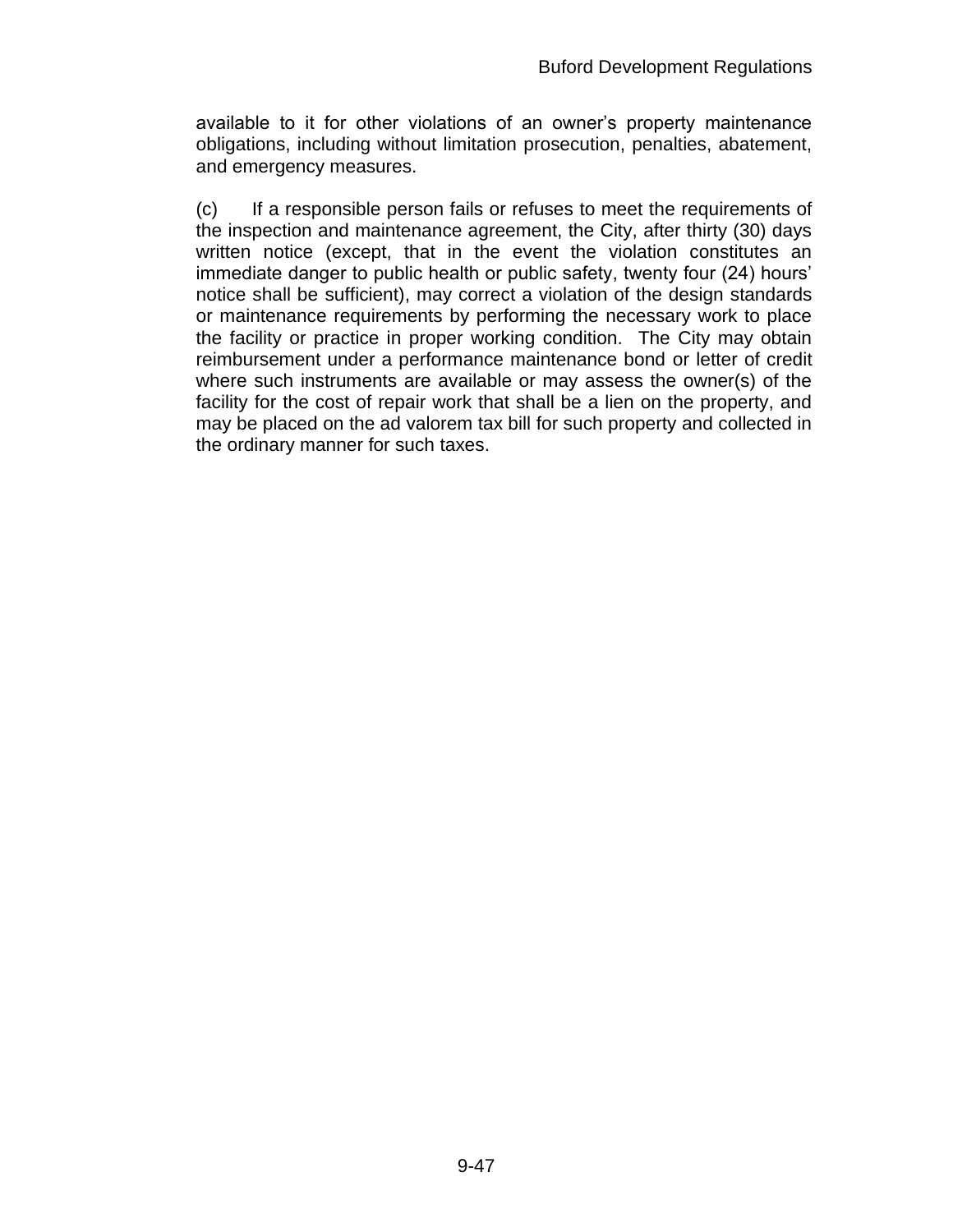available to it for other violations of an owner’s property maintenance obligations, including without limitation prosecution, penalties, abatement, and emergency measures.

(c) If a responsible person fails or refuses to meet the requirements of the inspection and maintenance agreement, the City, after thirty (30) days written notice (except, that in the event the violation constitutes an immediate danger to public health or public safety, twenty four (24) hours’ notice shall be sufficient), may correct a violation of the design standards or maintenance requirements by performing the necessary work to place the facility or practice in proper working condition. The City may obtain reimbursement under a performance maintenance bond or letter of credit where such instruments are available or may assess the owner(s) of the facility for the cost of repair work that shall be a lien on the property, and may be placed on the ad valorem tax bill for such property and collected in the ordinary manner for such taxes.